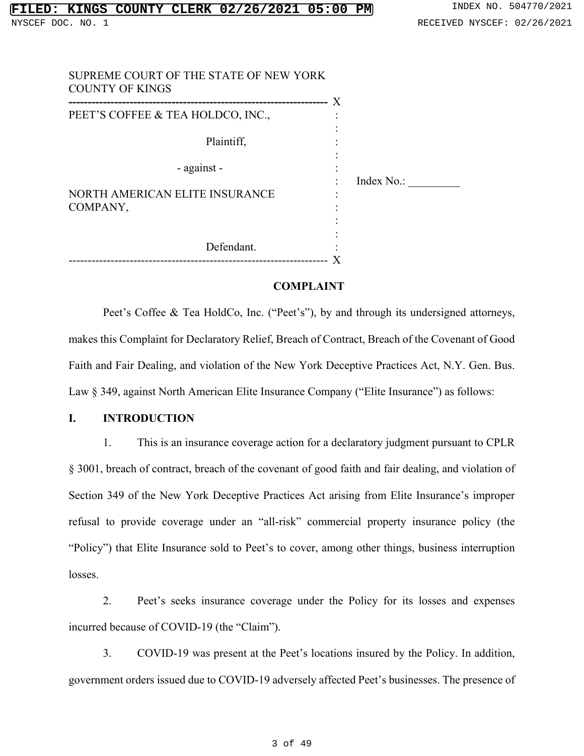SUPREME COURT OF THE STATE OF NEW YORK
COUNTY OF KINGS

| | |
|---|---|
| PEET'S COFFEE & TEA HOLDCO, INC., Plaintiff, - against - NORTH AMERICAN ELITE INSURANCE COMPANY, Defendant. | Index No.: _________ |

**COMPLAINT**

Peet's Coffee & Tea HoldCo, Inc. ("Peet's"), by and through its undersigned attorneys, makes this Complaint for Declaratory Relief, Breach of Contract, Breach of the Covenant of Good Faith and Fair Dealing, and violation of the New York Deceptive Practices Act, N.Y. Gen. Bus. Law § 349, against North American Elite Insurance Company ("Elite Insurance") as follows:

## I. INTRODUCTION

1. This is an insurance coverage action for a declaratory judgment pursuant to CPLR § 3001, breach of contract, breach of the covenant of good faith and fair dealing, and violation of Section 349 of the New York Deceptive Practices Act arising from Elite Insurance's improper refusal to provide coverage under an "all-risk" commercial property insurance policy (the "Policy") that Elite Insurance sold to Peet's to cover, among other things, business interruption losses.

2. Peet's seeks insurance coverage under the Policy for its losses and expenses incurred because of COVID-19 (the "Claim").

3. COVID-19 was present at the Peet's locations insured by the Policy. In addition, government orders issued due to COVID-19 adversely affected Peet's businesses. The presence of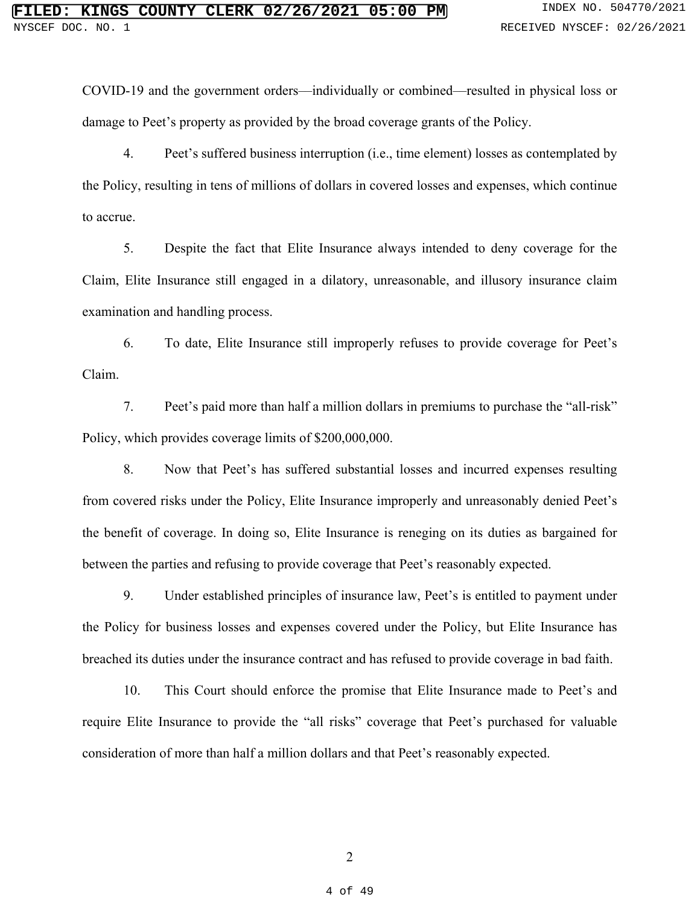COVID-19 and the government orders—individually or combined—resulted in physical loss or damage to Peet's property as provided by the broad coverage grants of the Policy.

4. Peet's suffered business interruption (i.e., time element) losses as contemplated by the Policy, resulting in tens of millions of dollars in covered losses and expenses, which continue to accrue.

5. Despite the fact that Elite Insurance always intended to deny coverage for the Claim, Elite Insurance still engaged in a dilatory, unreasonable, and illusory insurance claim examination and handling process.

6. To date, Elite Insurance still improperly refuses to provide coverage for Peet's Claim.

7. Peet's paid more than half a million dollars in premiums to purchase the "all-risk" Policy, which provides coverage limits of $200,000,000.

8. Now that Peet's has suffered substantial losses and incurred expenses resulting from covered risks under the Policy, Elite Insurance improperly and unreasonably denied Peet's the benefit of coverage. In doing so, Elite Insurance is reneging on its duties as bargained for between the parties and refusing to provide coverage that Peet's reasonably expected.

9. Under established principles of insurance law, Peet's is entitled to payment under the Policy for business losses and expenses covered under the Policy, but Elite Insurance has breached its duties under the insurance contract and has refused to provide coverage in bad faith.

10. This Court should enforce the promise that Elite Insurance made to Peet's and require Elite Insurance to provide the "all risks" coverage that Peet's purchased for valuable consideration of more than half a million dollars and that Peet's reasonably expected.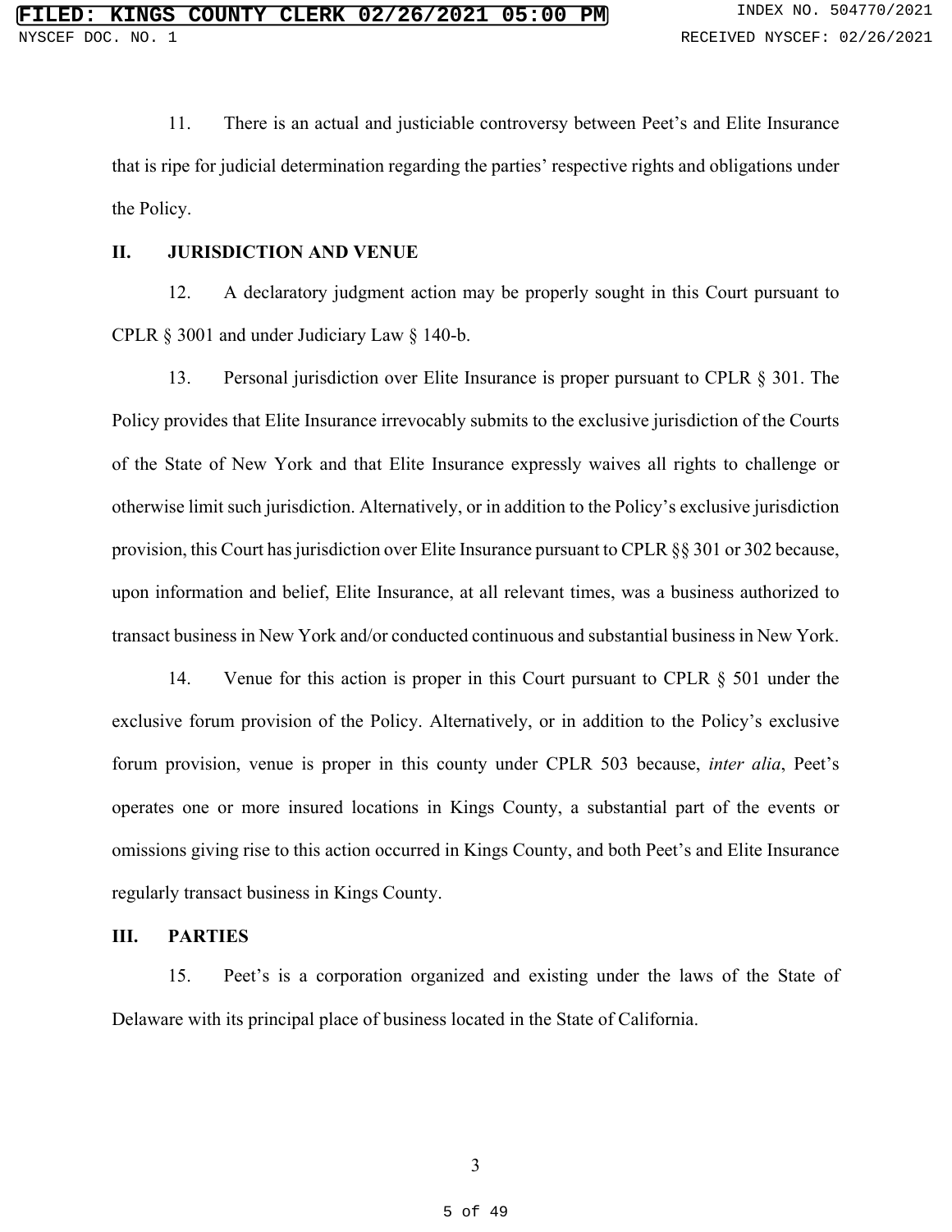11. There is an actual and justiciable controversy between Peet's and Elite Insurance that is ripe for judicial determination regarding the parties' respective rights and obligations under the Policy.

## II. JURISDICTION AND VENUE

12. A declaratory judgment action may be properly sought in this Court pursuant to CPLR § 3001 and under Judiciary Law § 140-b.

13. Personal jurisdiction over Elite Insurance is proper pursuant to CPLR § 301. The Policy provides that Elite Insurance irrevocably submits to the exclusive jurisdiction of the Courts of the State of New York and that Elite Insurance expressly waives all rights to challenge or otherwise limit such jurisdiction. Alternatively, or in addition to the Policy's exclusive jurisdiction provision, this Court has jurisdiction over Elite Insurance pursuant to CPLR §§ 301 or 302 because, upon information and belief, Elite Insurance, at all relevant times, was a business authorized to transact business in New York and/or conducted continuous and substantial business in New York.

14. Venue for this action is proper in this Court pursuant to CPLR § 501 under the exclusive forum provision of the Policy. Alternatively, or in addition to the Policy's exclusive forum provision, venue is proper in this county under CPLR 503 because, *inter alia*, Peet's operates one or more insured locations in Kings County, a substantial part of the events or omissions giving rise to this action occurred in Kings County, and both Peet's and Elite Insurance regularly transact business in Kings County.

## III. PARTIES

15. Peet's is a corporation organized and existing under the laws of the State of Delaware with its principal place of business located in the State of California.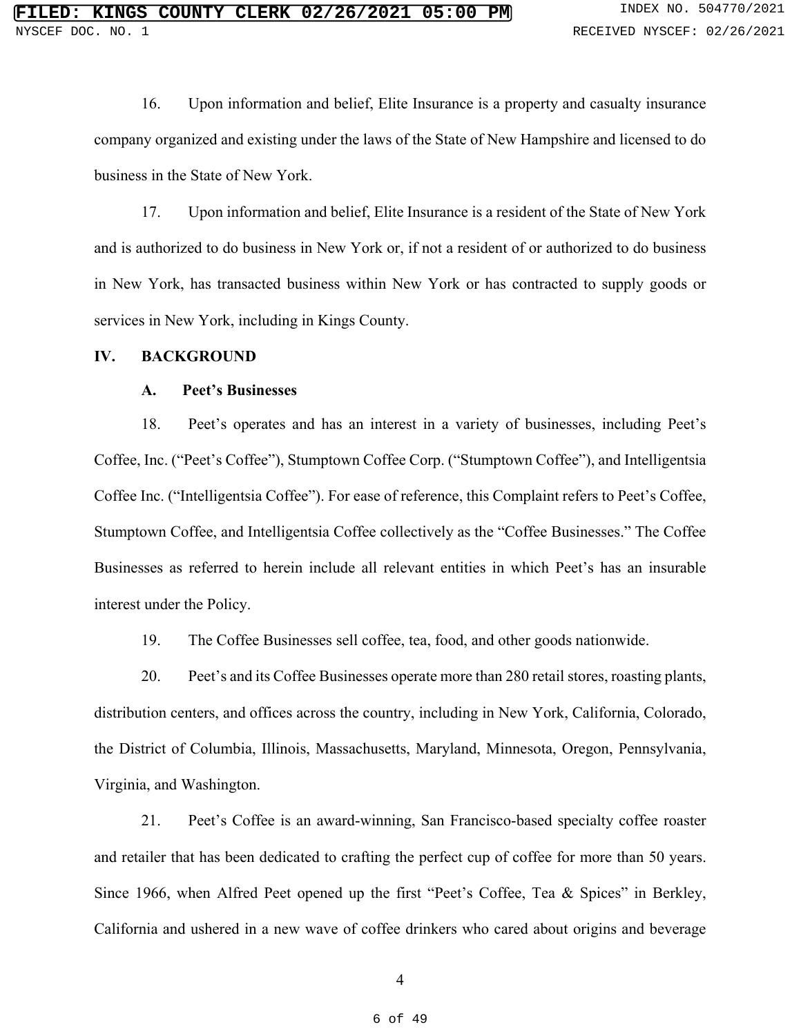16. Upon information and belief, Elite Insurance is a property and casualty insurance company organized and existing under the laws of the State of New Hampshire and licensed to do business in the State of New York.

17. Upon information and belief, Elite Insurance is a resident of the State of New York and is authorized to do business in New York or, if not a resident of or authorized to do business in New York, has transacted business within New York or has contracted to supply goods or services in New York, including in Kings County.

## IV. BACKGROUND

### A. Peet's Businesses

18. Peet's operates and has an interest in a variety of businesses, including Peet's Coffee, Inc. ("Peet's Coffee"), Stumptown Coffee Corp. ("Stumptown Coffee"), and Intelligentsia Coffee Inc. ("Intelligentsia Coffee"). For ease of reference, this Complaint refers to Peet's Coffee, Stumptown Coffee, and Intelligentsia Coffee collectively as the "Coffee Businesses." The Coffee Businesses as referred to herein include all relevant entities in which Peet's has an insurable interest under the Policy.

19. The Coffee Businesses sell coffee, tea, food, and other goods nationwide.

20. Peet's and its Coffee Businesses operate more than 280 retail stores, roasting plants, distribution centers, and offices across the country, including in New York, California, Colorado, the District of Columbia, Illinois, Massachusetts, Maryland, Minnesota, Oregon, Pennsylvania, Virginia, and Washington.

21. Peet's Coffee is an award-winning, San Francisco-based specialty coffee roaster and retailer that has been dedicated to crafting the perfect cup of coffee for more than 50 years. Since 1966, when Alfred Peet opened up the first "Peet's Coffee, Tea & Spices" in Berkley, California and ushered in a new wave of coffee drinkers who cared about origins and beverage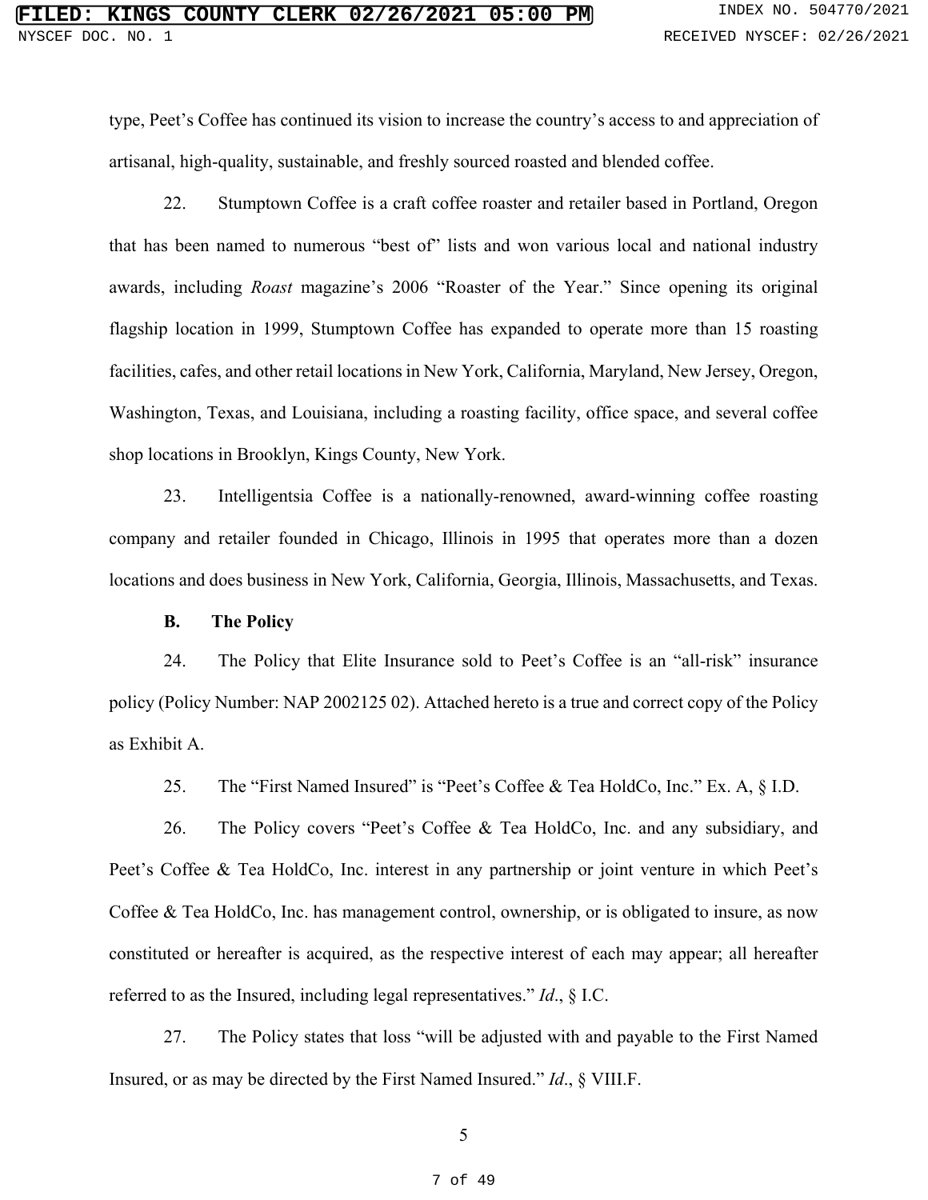type, Peet's Coffee has continued its vision to increase the country's access to and appreciation of artisanal, high-quality, sustainable, and freshly sourced roasted and blended coffee.

22. Stumptown Coffee is a craft coffee roaster and retailer based in Portland, Oregon that has been named to numerous "best of" lists and won various local and national industry awards, including *Roast* magazine's 2006 "Roaster of the Year." Since opening its original flagship location in 1999, Stumptown Coffee has expanded to operate more than 15 roasting facilities, cafes, and other retail locations in New York, California, Maryland, New Jersey, Oregon, Washington, Texas, and Louisiana, including a roasting facility, office space, and several coffee shop locations in Brooklyn, Kings County, New York.

23. Intelligentsia Coffee is a nationally-renowned, award-winning coffee roasting company and retailer founded in Chicago, Illinois in 1995 that operates more than a dozen locations and does business in New York, California, Georgia, Illinois, Massachusetts, and Texas.

**B. The Policy**

24. The Policy that Elite Insurance sold to Peet's Coffee is an "all-risk" insurance policy (Policy Number: NAP 2002125 02). Attached hereto is a true and correct copy of the Policy as Exhibit A.

25. The "First Named Insured" is "Peet's Coffee & Tea HoldCo, Inc." Ex. A, § I.D.

26. The Policy covers "Peet's Coffee & Tea HoldCo, Inc. and any subsidiary, and Peet's Coffee & Tea HoldCo, Inc. interest in any partnership or joint venture in which Peet's Coffee & Tea HoldCo, Inc. has management control, ownership, or is obligated to insure, as now constituted or hereafter is acquired, as the respective interest of each may appear; all hereafter referred to as the Insured, including legal representatives." *Id*., § I.C.

27. The Policy states that loss "will be adjusted with and payable to the First Named Insured, or as may be directed by the First Named Insured." *Id*., § VIII.F.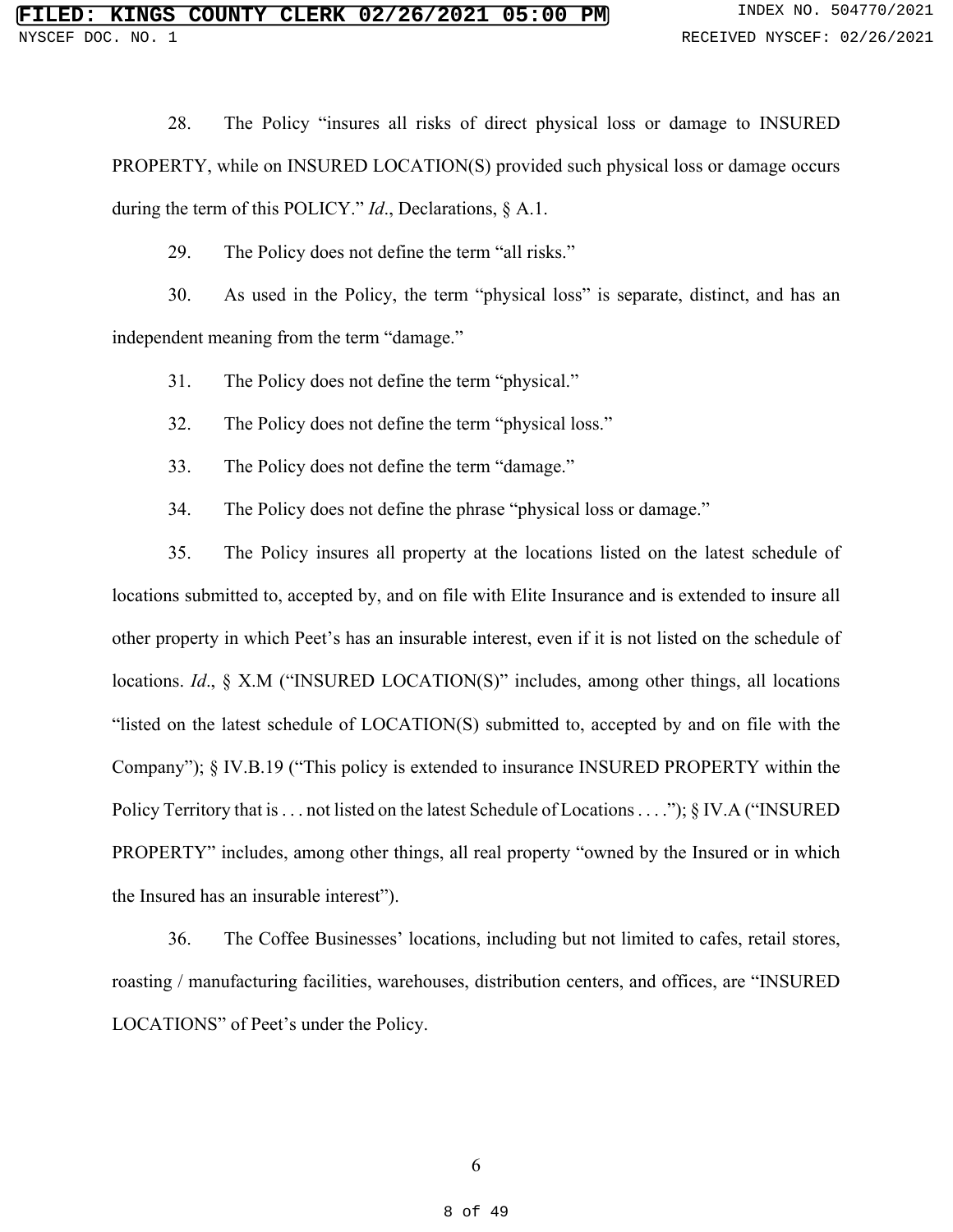28. The Policy "insures all risks of direct physical loss or damage to INSURED PROPERTY, while on INSURED LOCATION(S) provided such physical loss or damage occurs during the term of this POLICY." *Id*., Declarations, § A.1.

29. The Policy does not define the term "all risks."

30. As used in the Policy, the term "physical loss" is separate, distinct, and has an independent meaning from the term "damage."

31. The Policy does not define the term "physical."

32. The Policy does not define the term "physical loss."

33. The Policy does not define the term "damage."

34. The Policy does not define the phrase "physical loss or damage."

35. The Policy insures all property at the locations listed on the latest schedule of locations submitted to, accepted by, and on file with Elite Insurance and is extended to insure all other property in which Peet's has an insurable interest, even if it is not listed on the schedule of locations. *Id*., § X.M ("INSURED LOCATION(S)" includes, among other things, all locations "listed on the latest schedule of LOCATION(S) submitted to, accepted by and on file with the Company"); § IV.B.19 ("This policy is extended to insurance INSURED PROPERTY within the Policy Territory that is . . . not listed on the latest Schedule of Locations . . . ."); § IV.A ("INSURED PROPERTY" includes, among other things, all real property "owned by the Insured or in which the Insured has an insurable interest").

36. The Coffee Businesses' locations, including but not limited to cafes, retail stores, roasting / manufacturing facilities, warehouses, distribution centers, and offices, are "INSURED LOCATIONS" of Peet's under the Policy.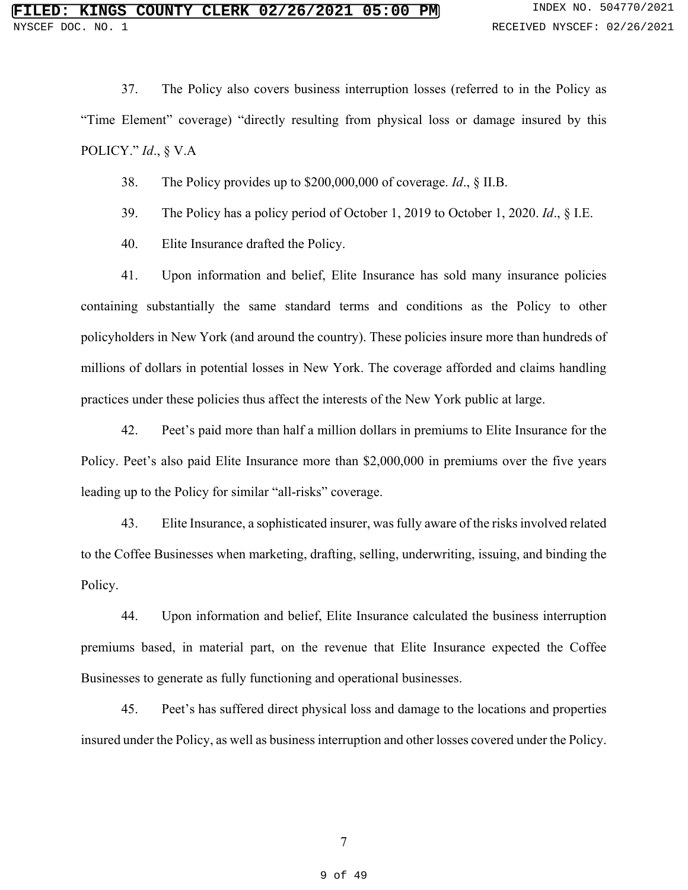37. The Policy also covers business interruption losses (referred to in the Policy as "Time Element" coverage) "directly resulting from physical loss or damage insured by this POLICY." *Id*., § V.A

38. The Policy provides up to $200,000,000 of coverage. *Id*., § II.B.

39. The Policy has a policy period of October 1, 2019 to October 1, 2020. *Id*., § I.E.

40. Elite Insurance drafted the Policy.

41. Upon information and belief, Elite Insurance has sold many insurance policies containing substantially the same standard terms and conditions as the Policy to other policyholders in New York (and around the country). These policies insure more than hundreds of millions of dollars in potential losses in New York. The coverage afforded and claims handling practices under these policies thus affect the interests of the New York public at large.

42. Peet's paid more than half a million dollars in premiums to Elite Insurance for the Policy. Peet's also paid Elite Insurance more than $2,000,000 in premiums over the five years leading up to the Policy for similar "all-risks" coverage.

43. Elite Insurance, a sophisticated insurer, was fully aware of the risks involved related to the Coffee Businesses when marketing, drafting, selling, underwriting, issuing, and binding the Policy.

44. Upon information and belief, Elite Insurance calculated the business interruption premiums based, in material part, on the revenue that Elite Insurance expected the Coffee Businesses to generate as fully functioning and operational businesses.

45. Peet's has suffered direct physical loss and damage to the locations and properties insured under the Policy, as well as business interruption and other losses covered under the Policy.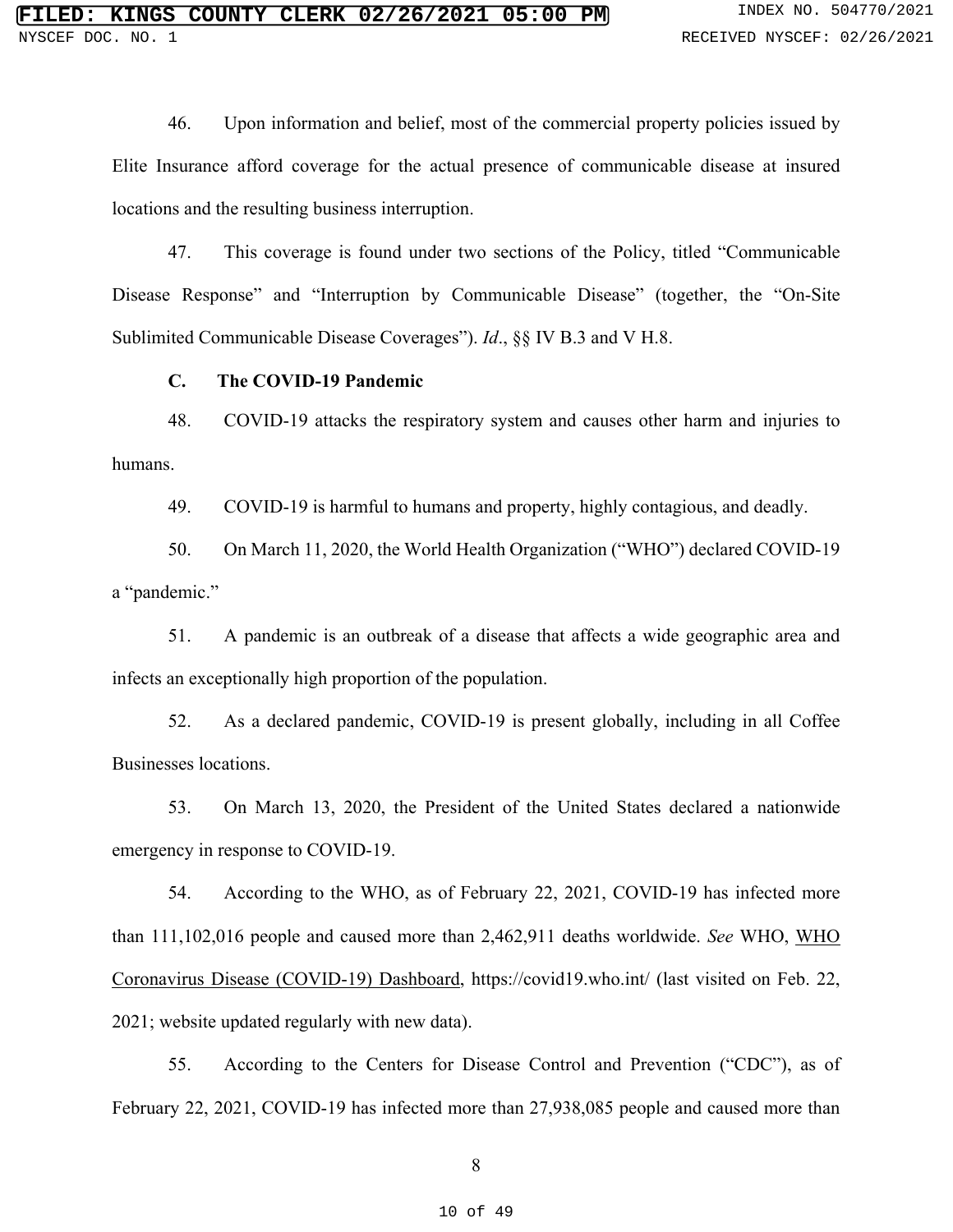46. Upon information and belief, most of the commercial property policies issued by Elite Insurance afford coverage for the actual presence of communicable disease at insured locations and the resulting business interruption.

47. This coverage is found under two sections of the Policy, titled "Communicable Disease Response" and "Interruption by Communicable Disease" (together, the "On-Site Sublimited Communicable Disease Coverages"). *Id*., §§ IV B.3 and V H.8.

**C. The COVID-19 Pandemic**

48. COVID-19 attacks the respiratory system and causes other harm and injuries to humans.

49. COVID-19 is harmful to humans and property, highly contagious, and deadly.

50. On March 11, 2020, the World Health Organization ("WHO") declared COVID-19 a "pandemic."

51. A pandemic is an outbreak of a disease that affects a wide geographic area and infects an exceptionally high proportion of the population.

52. As a declared pandemic, COVID-19 is present globally, including in all Coffee Businesses locations.

53. On March 13, 2020, the President of the United States declared a nationwide emergency in response to COVID-19.

54. According to the WHO, as of February 22, 2021, COVID-19 has infected more than 111,102,016 people and caused more than 2,462,911 deaths worldwide. *See* WHO, WHO Coronavirus Disease (COVID-19) Dashboard, https://covid19.who.int/ (last visited on Feb. 22, 2021; website updated regularly with new data).

55. According to the Centers for Disease Control and Prevention ("CDC"), as of February 22, 2021, COVID-19 has infected more than 27,938,085 people and caused more than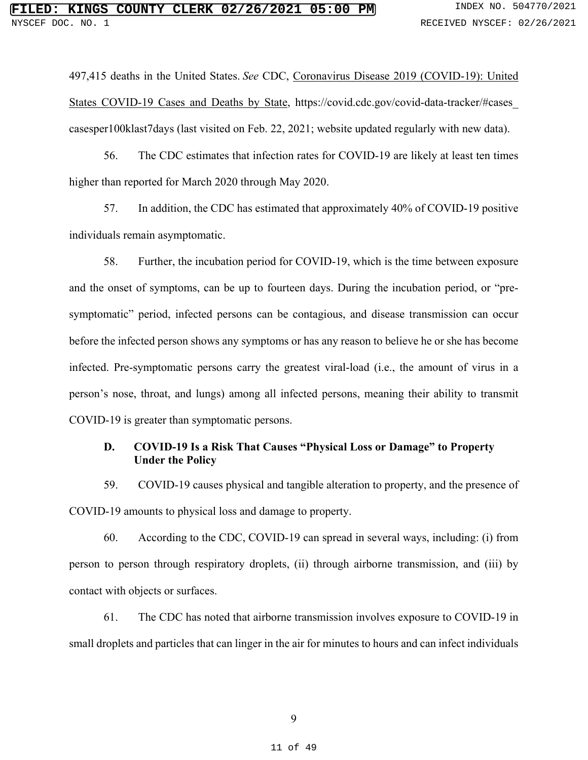497,415 deaths in the United States. *See* CDC, Coronavirus Disease 2019 (COVID-19): United States COVID-19 Cases and Deaths by State, https://covid.cdc.gov/covid-data-tracker/#cases_casesper100klast7days (last visited on Feb. 22, 2021; website updated regularly with new data).

56. The CDC estimates that infection rates for COVID-19 are likely at least ten times higher than reported for March 2020 through May 2020.

57. In addition, the CDC has estimated that approximately 40% of COVID-19 positive individuals remain asymptomatic.

58. Further, the incubation period for COVID-19, which is the time between exposure and the onset of symptoms, can be up to fourteen days. During the incubation period, or "pre-symptomatic" period, infected persons can be contagious, and disease transmission can occur before the infected person shows any symptoms or has any reason to believe he or she has become infected. Pre-symptomatic persons carry the greatest viral-load (i.e., the amount of virus in a person's nose, throat, and lungs) among all infected persons, meaning their ability to transmit COVID-19 is greater than symptomatic persons.

### D. COVID-19 Is a Risk That Causes "Physical Loss or Damage" to Property Under the Policy

59. COVID-19 causes physical and tangible alteration to property, and the presence of COVID-19 amounts to physical loss and damage to property.

60. According to the CDC, COVID-19 can spread in several ways, including: (i) from person to person through respiratory droplets, (ii) through airborne transmission, and (iii) by contact with objects or surfaces.

61. The CDC has noted that airborne transmission involves exposure to COVID-19 in small droplets and particles that can linger in the air for minutes to hours and can infect individuals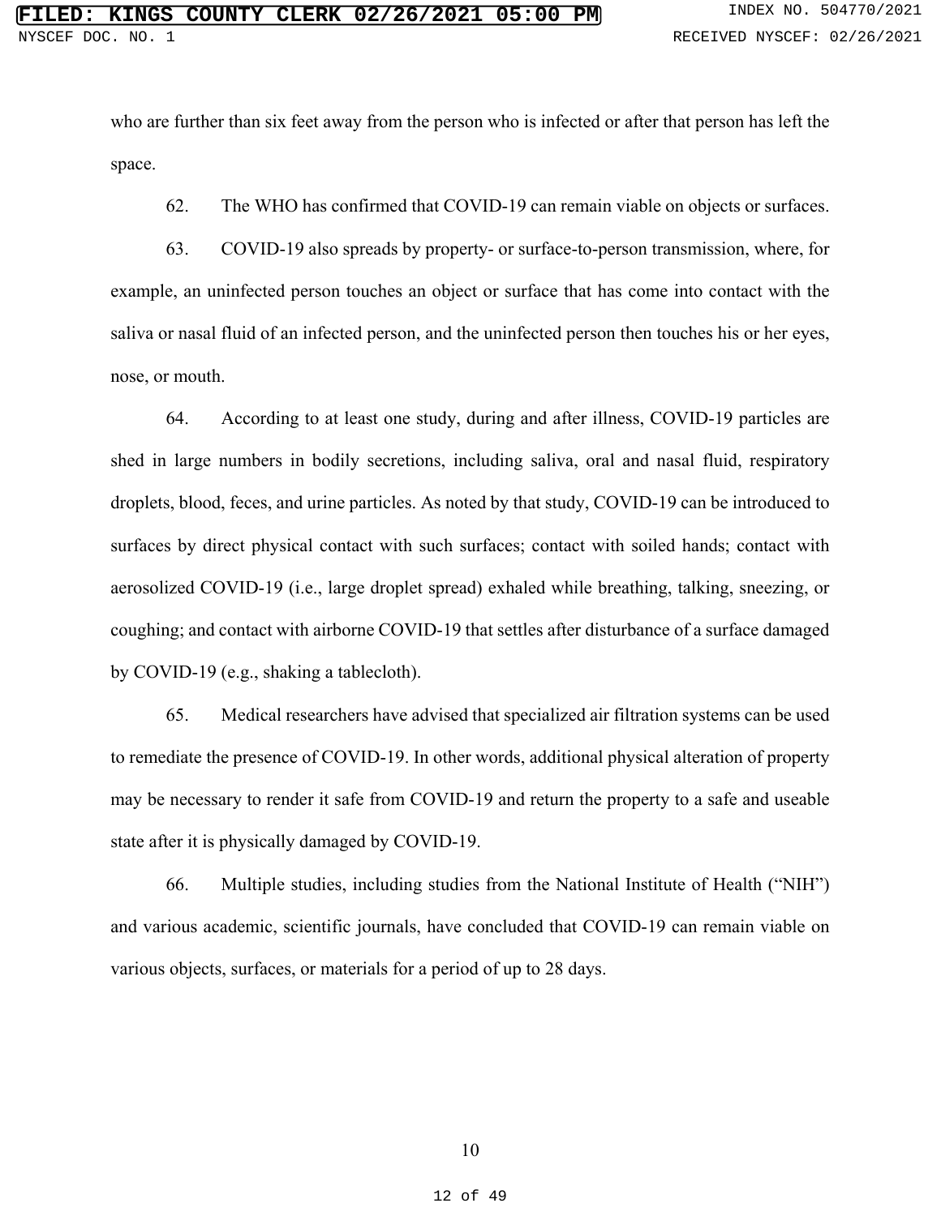who are further than six feet away from the person who is infected or after that person has left the space.

62. The WHO has confirmed that COVID-19 can remain viable on objects or surfaces.

63. COVID-19 also spreads by property- or surface-to-person transmission, where, for example, an uninfected person touches an object or surface that has come into contact with the saliva or nasal fluid of an infected person, and the uninfected person then touches his or her eyes, nose, or mouth.

64. According to at least one study, during and after illness, COVID-19 particles are shed in large numbers in bodily secretions, including saliva, oral and nasal fluid, respiratory droplets, blood, feces, and urine particles. As noted by that study, COVID-19 can be introduced to surfaces by direct physical contact with such surfaces; contact with soiled hands; contact with aerosolized COVID-19 (i.e., large droplet spread) exhaled while breathing, talking, sneezing, or coughing; and contact with airborne COVID-19 that settles after disturbance of a surface damaged by COVID-19 (e.g., shaking a tablecloth).

65. Medical researchers have advised that specialized air filtration systems can be used to remediate the presence of COVID-19. In other words, additional physical alteration of property may be necessary to render it safe from COVID-19 and return the property to a safe and useable state after it is physically damaged by COVID-19.

66. Multiple studies, including studies from the National Institute of Health ("NIH") and various academic, scientific journals, have concluded that COVID-19 can remain viable on various objects, surfaces, or materials for a period of up to 28 days.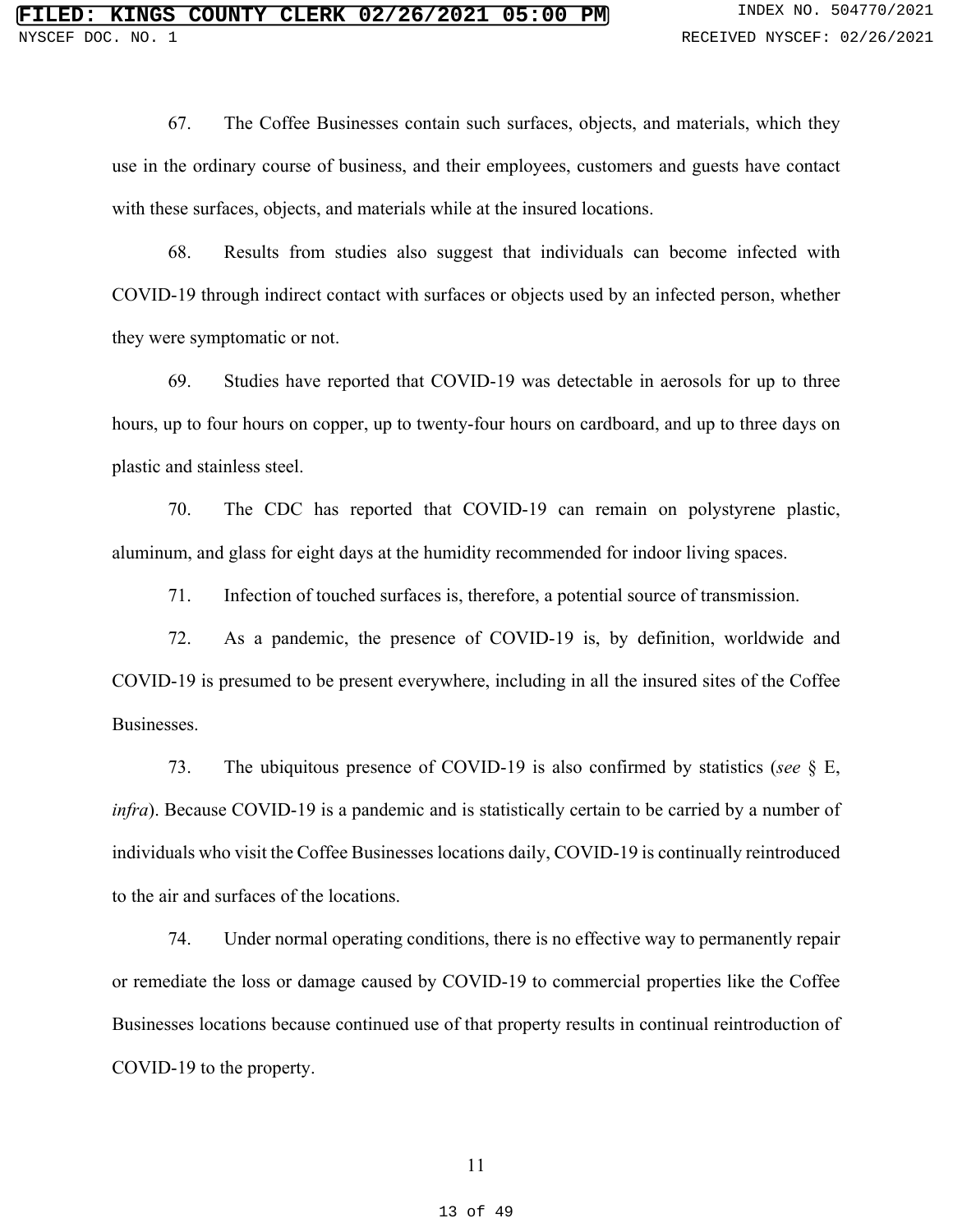67. The Coffee Businesses contain such surfaces, objects, and materials, which they use in the ordinary course of business, and their employees, customers and guests have contact with these surfaces, objects, and materials while at the insured locations.

68. Results from studies also suggest that individuals can become infected with COVID-19 through indirect contact with surfaces or objects used by an infected person, whether they were symptomatic or not.

69. Studies have reported that COVID-19 was detectable in aerosols for up to three hours, up to four hours on copper, up to twenty-four hours on cardboard, and up to three days on plastic and stainless steel.

70. The CDC has reported that COVID-19 can remain on polystyrene plastic, aluminum, and glass for eight days at the humidity recommended for indoor living spaces.

71. Infection of touched surfaces is, therefore, a potential source of transmission.

72. As a pandemic, the presence of COVID-19 is, by definition, worldwide and COVID-19 is presumed to be present everywhere, including in all the insured sites of the Coffee Businesses.

73. The ubiquitous presence of COVID-19 is also confirmed by statistics (*see* § E, *infra*). Because COVID-19 is a pandemic and is statistically certain to be carried by a number of individuals who visit the Coffee Businesses locations daily, COVID-19 is continually reintroduced to the air and surfaces of the locations.

74. Under normal operating conditions, there is no effective way to permanently repair or remediate the loss or damage caused by COVID-19 to commercial properties like the Coffee Businesses locations because continued use of that property results in continual reintroduction of COVID-19 to the property.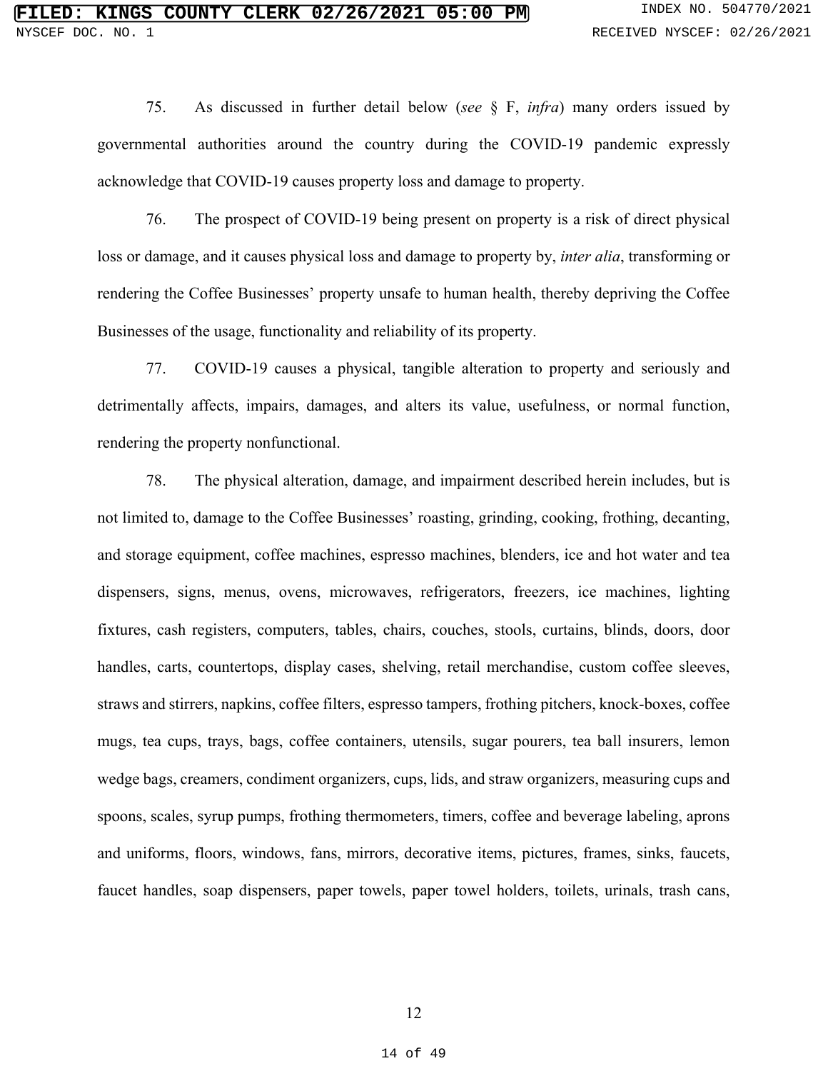75. As discussed in further detail below (*see* § F, *infra*) many orders issued by governmental authorities around the country during the COVID-19 pandemic expressly acknowledge that COVID-19 causes property loss and damage to property.

76. The prospect of COVID-19 being present on property is a risk of direct physical loss or damage, and it causes physical loss and damage to property by, *inter alia*, transforming or rendering the Coffee Businesses' property unsafe to human health, thereby depriving the Coffee Businesses of the usage, functionality and reliability of its property.

77. COVID-19 causes a physical, tangible alteration to property and seriously and detrimentally affects, impairs, damages, and alters its value, usefulness, or normal function, rendering the property nonfunctional.

78. The physical alteration, damage, and impairment described herein includes, but is not limited to, damage to the Coffee Businesses' roasting, grinding, cooking, frothing, decanting, and storage equipment, coffee machines, espresso machines, blenders, ice and hot water and tea dispensers, signs, menus, ovens, microwaves, refrigerators, freezers, ice machines, lighting fixtures, cash registers, computers, tables, chairs, couches, stools, curtains, blinds, doors, door handles, carts, countertops, display cases, shelving, retail merchandise, custom coffee sleeves, straws and stirrers, napkins, coffee filters, espresso tampers, frothing pitchers, knock-boxes, coffee mugs, tea cups, trays, bags, coffee containers, utensils, sugar pourers, tea ball insurers, lemon wedge bags, creamers, condiment organizers, cups, lids, and straw organizers, measuring cups and spoons, scales, syrup pumps, frothing thermometers, timers, coffee and beverage labeling, aprons and uniforms, floors, windows, fans, mirrors, decorative items, pictures, frames, sinks, faucets, faucet handles, soap dispensers, paper towels, paper towel holders, toilets, urinals, trash cans,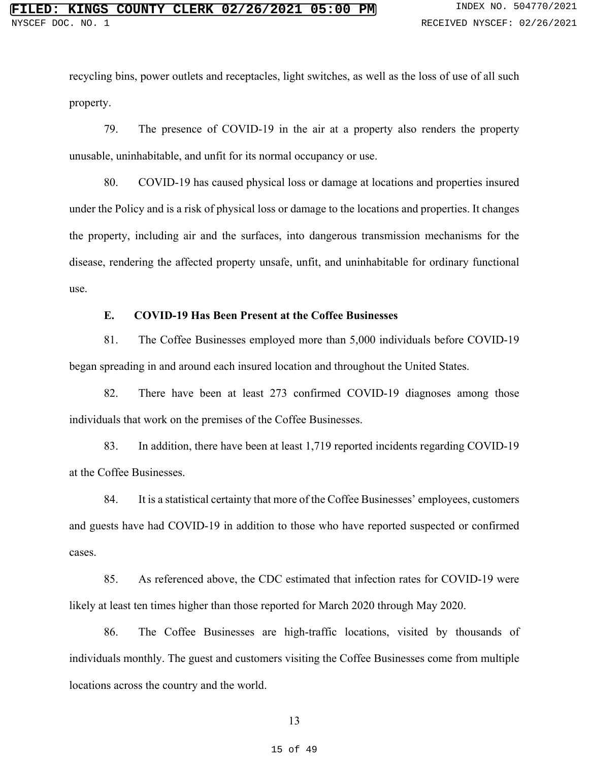recycling bins, power outlets and receptacles, light switches, as well as the loss of use of all such property.

79. The presence of COVID-19 in the air at a property also renders the property unusable, uninhabitable, and unfit for its normal occupancy or use.

80. COVID-19 has caused physical loss or damage at locations and properties insured under the Policy and is a risk of physical loss or damage to the locations and properties. It changes the property, including air and the surfaces, into dangerous transmission mechanisms for the disease, rendering the affected property unsafe, unfit, and uninhabitable for ordinary functional use.

### E. COVID-19 Has Been Present at the Coffee Businesses

81. The Coffee Businesses employed more than 5,000 individuals before COVID-19 began spreading in and around each insured location and throughout the United States.

82. There have been at least 273 confirmed COVID-19 diagnoses among those individuals that work on the premises of the Coffee Businesses.

83. In addition, there have been at least 1,719 reported incidents regarding COVID-19 at the Coffee Businesses.

84. It is a statistical certainty that more of the Coffee Businesses' employees, customers and guests have had COVID-19 in addition to those who have reported suspected or confirmed cases.

85. As referenced above, the CDC estimated that infection rates for COVID-19 were likely at least ten times higher than those reported for March 2020 through May 2020.

86. The Coffee Businesses are high-traffic locations, visited by thousands of individuals monthly. The guest and customers visiting the Coffee Businesses come from multiple locations across the country and the world.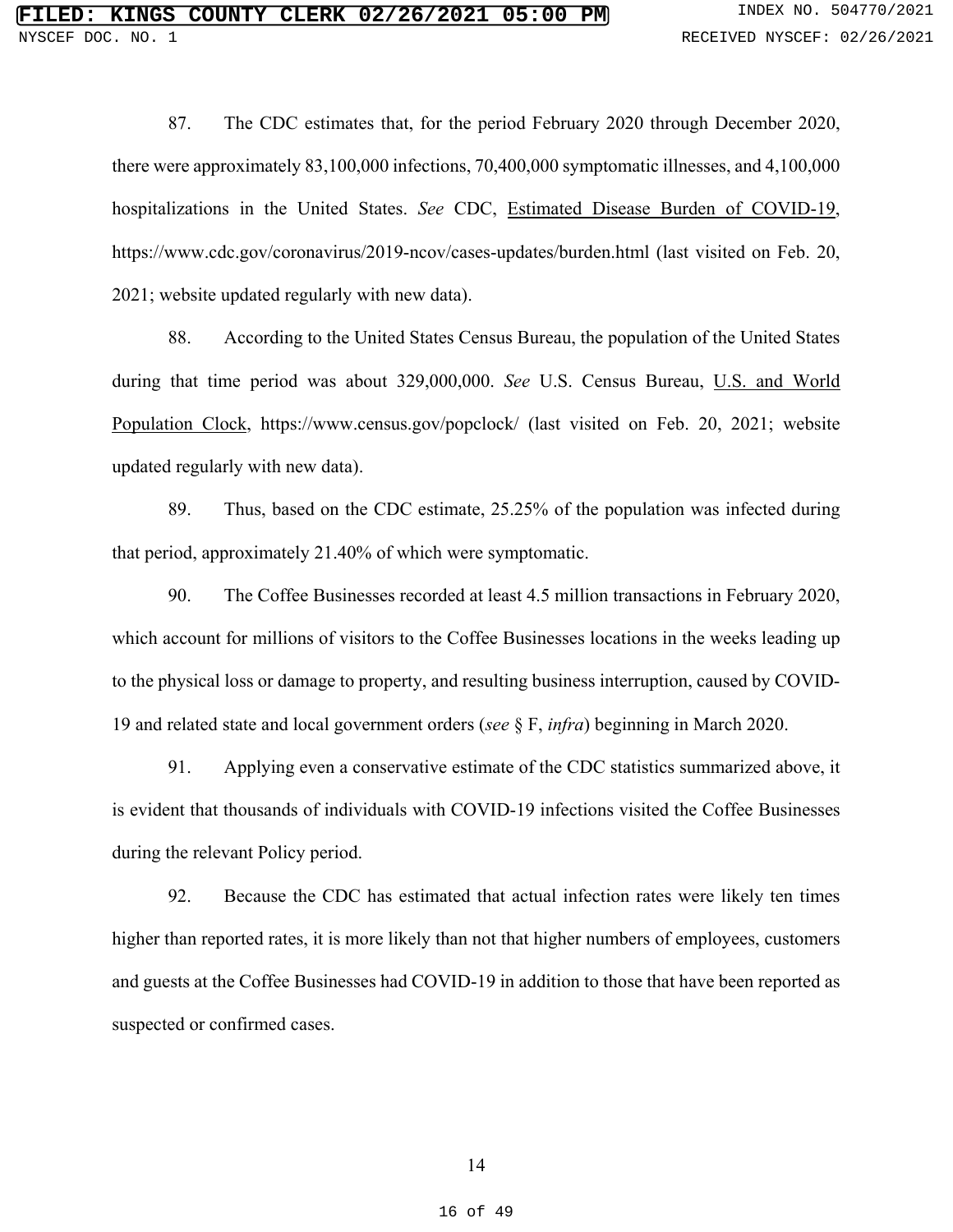87. The CDC estimates that, for the period February 2020 through December 2020, there were approximately 83,100,000 infections, 70,400,000 symptomatic illnesses, and 4,100,000 hospitalizations in the United States. *See* CDC, Estimated Disease Burden of COVID-19, https://www.cdc.gov/coronavirus/2019-ncov/cases-updates/burden.html (last visited on Feb. 20, 2021; website updated regularly with new data).

88. According to the United States Census Bureau, the population of the United States during that time period was about 329,000,000. *See* U.S. Census Bureau, U.S. and World Population Clock, https://www.census.gov/popclock/ (last visited on Feb. 20, 2021; website updated regularly with new data).

89. Thus, based on the CDC estimate, 25.25% of the population was infected during that period, approximately 21.40% of which were symptomatic.

90. The Coffee Businesses recorded at least 4.5 million transactions in February 2020, which account for millions of visitors to the Coffee Businesses locations in the weeks leading up to the physical loss or damage to property, and resulting business interruption, caused by COVID-19 and related state and local government orders (*see* § F, *infra*) beginning in March 2020.

91. Applying even a conservative estimate of the CDC statistics summarized above, it is evident that thousands of individuals with COVID-19 infections visited the Coffee Businesses during the relevant Policy period.

92. Because the CDC has estimated that actual infection rates were likely ten times higher than reported rates, it is more likely than not that higher numbers of employees, customers and guests at the Coffee Businesses had COVID-19 in addition to those that have been reported as suspected or confirmed cases.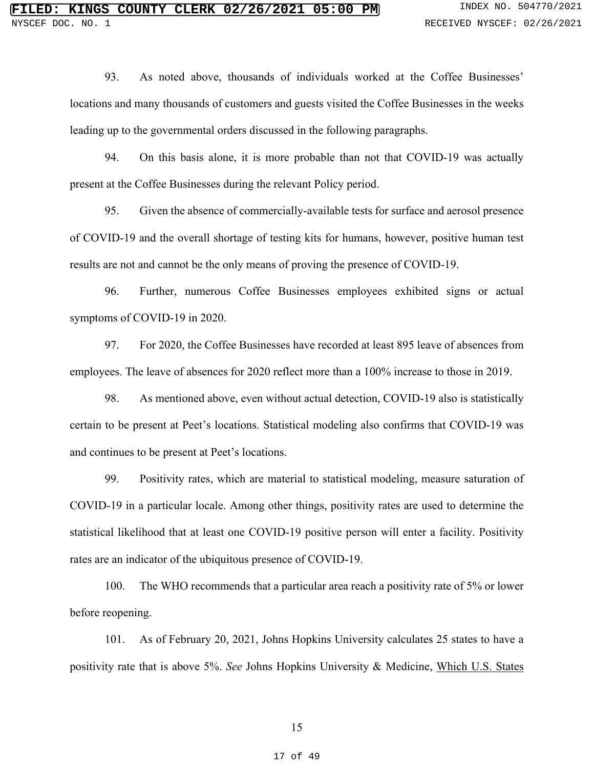93. As noted above, thousands of individuals worked at the Coffee Businesses' locations and many thousands of customers and guests visited the Coffee Businesses in the weeks leading up to the governmental orders discussed in the following paragraphs.

94. On this basis alone, it is more probable than not that COVID-19 was actually present at the Coffee Businesses during the relevant Policy period.

95. Given the absence of commercially-available tests for surface and aerosol presence of COVID-19 and the overall shortage of testing kits for humans, however, positive human test results are not and cannot be the only means of proving the presence of COVID-19.

96. Further, numerous Coffee Businesses employees exhibited signs or actual symptoms of COVID-19 in 2020.

97. For 2020, the Coffee Businesses have recorded at least 895 leave of absences from employees. The leave of absences for 2020 reflect more than a 100% increase to those in 2019.

98. As mentioned above, even without actual detection, COVID-19 also is statistically certain to be present at Peet's locations. Statistical modeling also confirms that COVID-19 was and continues to be present at Peet's locations.

99. Positivity rates, which are material to statistical modeling, measure saturation of COVID-19 in a particular locale. Among other things, positivity rates are used to determine the statistical likelihood that at least one COVID-19 positive person will enter a facility. Positivity rates are an indicator of the ubiquitous presence of COVID-19.

100. The WHO recommends that a particular area reach a positivity rate of 5% or lower before reopening.

101. As of February 20, 2021, Johns Hopkins University calculates 25 states to have a positivity rate that is above 5%. *See* Johns Hopkins University & Medicine, Which U.S. States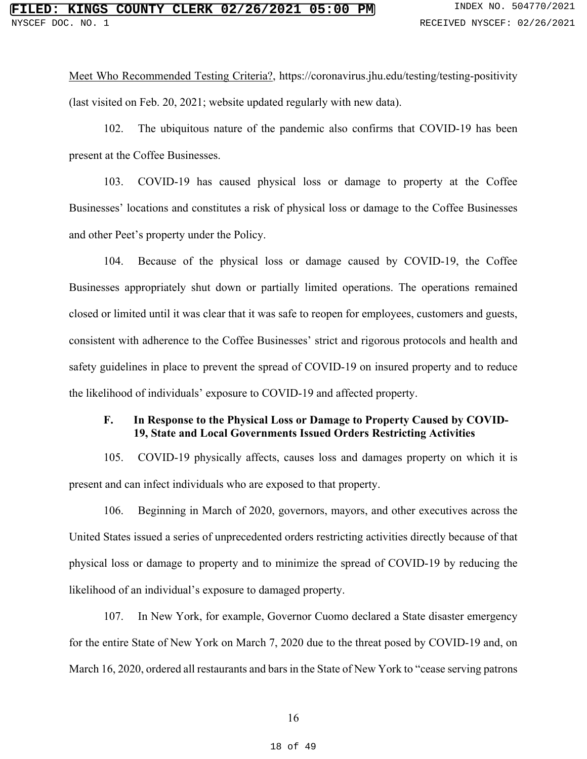Meet Who Recommended Testing Criteria?, https://coronavirus.jhu.edu/testing/testing-positivity (last visited on Feb. 20, 2021; website updated regularly with new data).

102. The ubiquitous nature of the pandemic also confirms that COVID-19 has been present at the Coffee Businesses.

103. COVID-19 has caused physical loss or damage to property at the Coffee Businesses' locations and constitutes a risk of physical loss or damage to the Coffee Businesses and other Peet's property under the Policy.

104. Because of the physical loss or damage caused by COVID-19, the Coffee Businesses appropriately shut down or partially limited operations. The operations remained closed or limited until it was clear that it was safe to reopen for employees, customers and guests, consistent with adherence to the Coffee Businesses' strict and rigorous protocols and health and safety guidelines in place to prevent the spread of COVID-19 on insured property and to reduce the likelihood of individuals' exposure to COVID-19 and affected property.

### F. In Response to the Physical Loss or Damage to Property Caused by COVID-19, State and Local Governments Issued Orders Restricting Activities

105. COVID-19 physically affects, causes loss and damages property on which it is present and can infect individuals who are exposed to that property.

106. Beginning in March of 2020, governors, mayors, and other executives across the United States issued a series of unprecedented orders restricting activities directly because of that physical loss or damage to property and to minimize the spread of COVID-19 by reducing the likelihood of an individual's exposure to damaged property.

107. In New York, for example, Governor Cuomo declared a State disaster emergency for the entire State of New York on March 7, 2020 due to the threat posed by COVID-19 and, on March 16, 2020, ordered all restaurants and bars in the State of New York to "cease serving patrons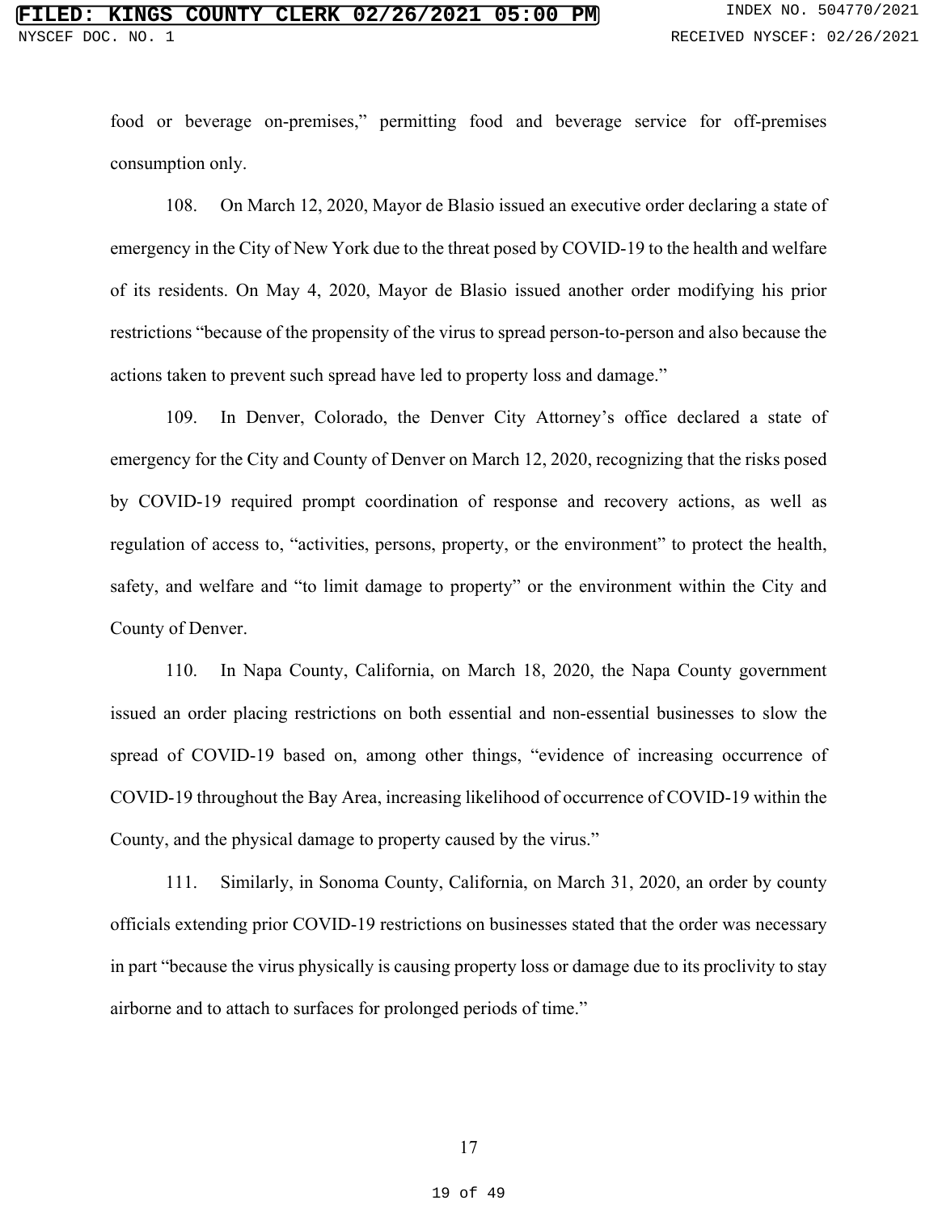food or beverage on-premises," permitting food and beverage service for off-premises consumption only.

108. On March 12, 2020, Mayor de Blasio issued an executive order declaring a state of emergency in the City of New York due to the threat posed by COVID-19 to the health and welfare of its residents. On May 4, 2020, Mayor de Blasio issued another order modifying his prior restrictions "because of the propensity of the virus to spread person-to-person and also because the actions taken to prevent such spread have led to property loss and damage."

109. In Denver, Colorado, the Denver City Attorney's office declared a state of emergency for the City and County of Denver on March 12, 2020, recognizing that the risks posed by COVID-19 required prompt coordination of response and recovery actions, as well as regulation of access to, "activities, persons, property, or the environment" to protect the health, safety, and welfare and "to limit damage to property" or the environment within the City and County of Denver.

110. In Napa County, California, on March 18, 2020, the Napa County government issued an order placing restrictions on both essential and non-essential businesses to slow the spread of COVID-19 based on, among other things, "evidence of increasing occurrence of COVID-19 throughout the Bay Area, increasing likelihood of occurrence of COVID-19 within the County, and the physical damage to property caused by the virus."

111. Similarly, in Sonoma County, California, on March 31, 2020, an order by county officials extending prior COVID-19 restrictions on businesses stated that the order was necessary in part "because the virus physically is causing property loss or damage due to its proclivity to stay airborne and to attach to surfaces for prolonged periods of time."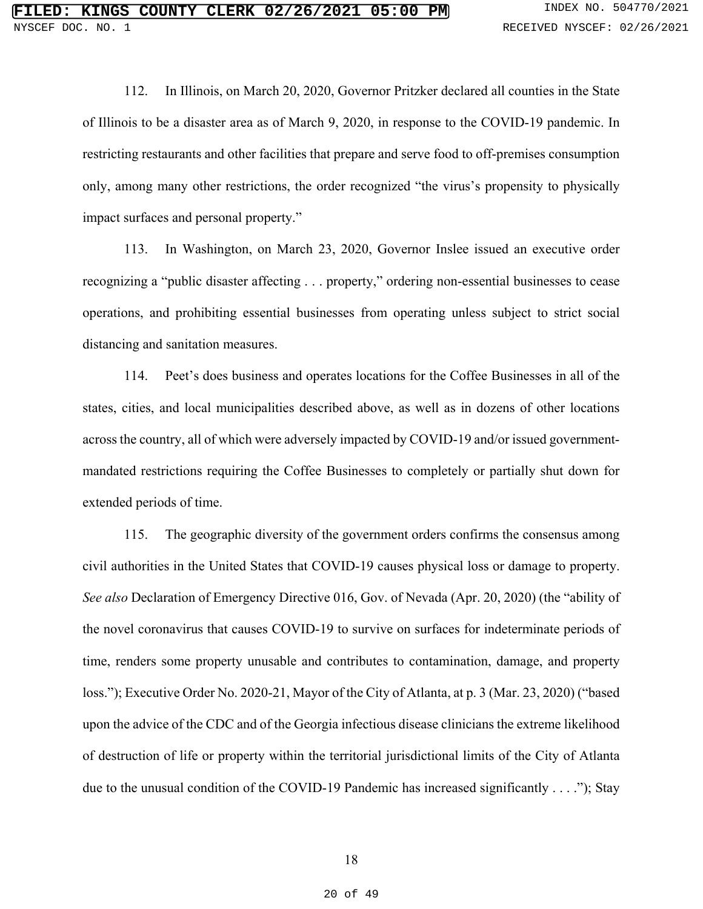112. In Illinois, on March 20, 2020, Governor Pritzker declared all counties in the State of Illinois to be a disaster area as of March 9, 2020, in response to the COVID-19 pandemic. In restricting restaurants and other facilities that prepare and serve food to off-premises consumption only, among many other restrictions, the order recognized "the virus's propensity to physically impact surfaces and personal property."

113. In Washington, on March 23, 2020, Governor Inslee issued an executive order recognizing a "public disaster affecting . . . property," ordering non-essential businesses to cease operations, and prohibiting essential businesses from operating unless subject to strict social distancing and sanitation measures.

114. Peet's does business and operates locations for the Coffee Businesses in all of the states, cities, and local municipalities described above, as well as in dozens of other locations across the country, all of which were adversely impacted by COVID-19 and/or issued government-mandated restrictions requiring the Coffee Businesses to completely or partially shut down for extended periods of time.

115. The geographic diversity of the government orders confirms the consensus among civil authorities in the United States that COVID-19 causes physical loss or damage to property. *See also* Declaration of Emergency Directive 016, Gov. of Nevada (Apr. 20, 2020) (the "ability of the novel coronavirus that causes COVID-19 to survive on surfaces for indeterminate periods of time, renders some property unusable and contributes to contamination, damage, and property loss."); Executive Order No. 2020-21, Mayor of the City of Atlanta, at p. 3 (Mar. 23, 2020) ("based upon the advice of the CDC and of the Georgia infectious disease clinicians the extreme likelihood of destruction of life or property within the territorial jurisdictional limits of the City of Atlanta due to the unusual condition of the COVID-19 Pandemic has increased significantly . . . ."); Stay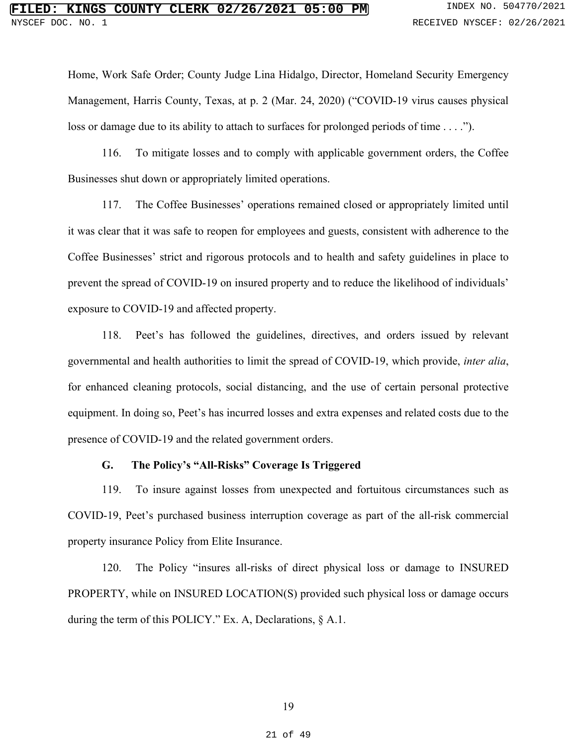Home, Work Safe Order; County Judge Lina Hidalgo, Director, Homeland Security Emergency Management, Harris County, Texas, at p. 2 (Mar. 24, 2020) ("COVID-19 virus causes physical loss or damage due to its ability to attach to surfaces for prolonged periods of time . . . .").

116. To mitigate losses and to comply with applicable government orders, the Coffee Businesses shut down or appropriately limited operations.

117. The Coffee Businesses' operations remained closed or appropriately limited until it was clear that it was safe to reopen for employees and guests, consistent with adherence to the Coffee Businesses' strict and rigorous protocols and to health and safety guidelines in place to prevent the spread of COVID-19 on insured property and to reduce the likelihood of individuals' exposure to COVID-19 and affected property.

118. Peet's has followed the guidelines, directives, and orders issued by relevant governmental and health authorities to limit the spread of COVID-19, which provide, *inter alia*, for enhanced cleaning protocols, social distancing, and the use of certain personal protective equipment. In doing so, Peet's has incurred losses and extra expenses and related costs due to the presence of COVID-19 and the related government orders.

### G. The Policy's "All-Risks" Coverage Is Triggered

119. To insure against losses from unexpected and fortuitous circumstances such as COVID-19, Peet's purchased business interruption coverage as part of the all-risk commercial property insurance Policy from Elite Insurance.

120. The Policy "insures all-risks of direct physical loss or damage to INSURED PROPERTY, while on INSURED LOCATION(S) provided such physical loss or damage occurs during the term of this POLICY." Ex. A, Declarations, § A.1.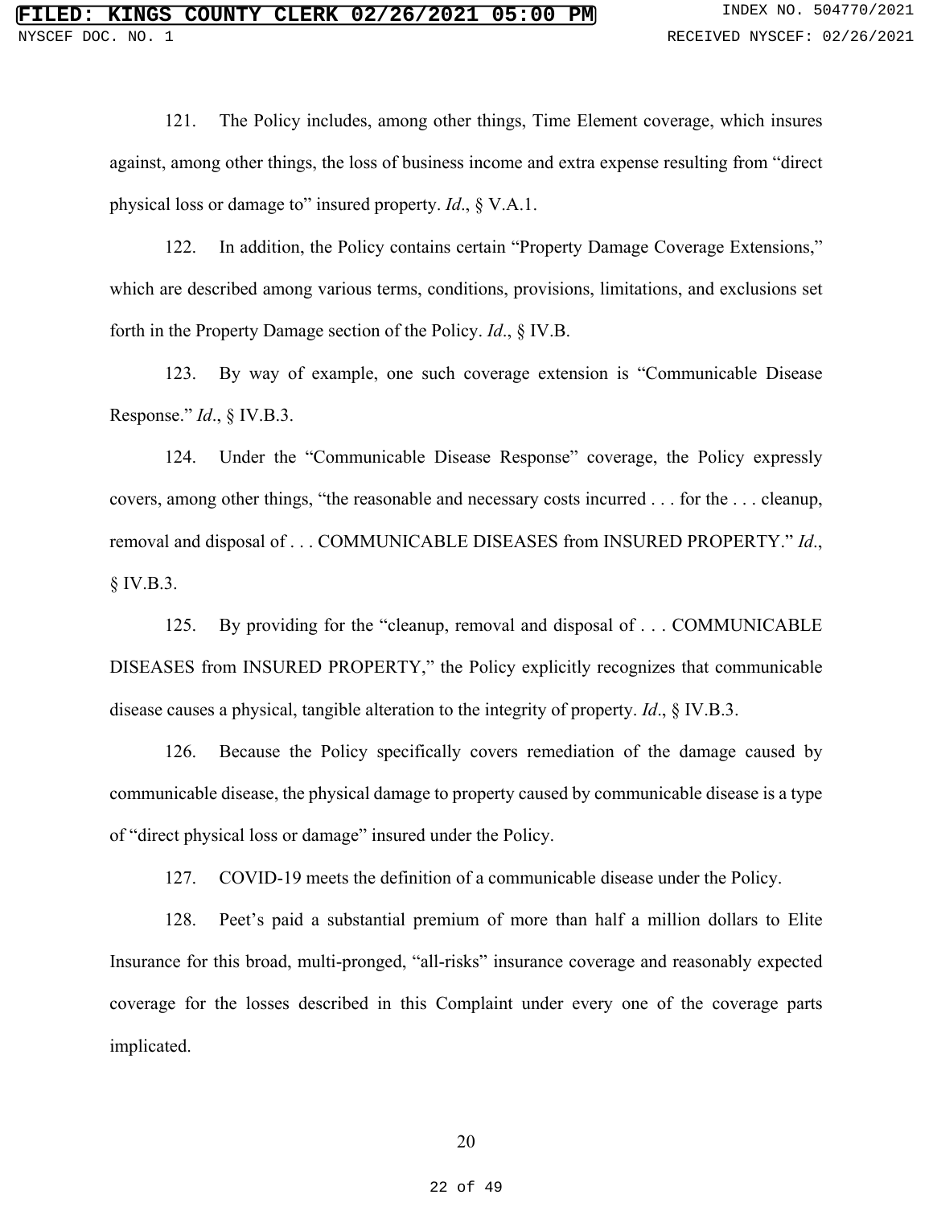121. The Policy includes, among other things, Time Element coverage, which insures against, among other things, the loss of business income and extra expense resulting from "direct physical loss or damage to" insured property. *Id*., § V.A.1.

122. In addition, the Policy contains certain "Property Damage Coverage Extensions," which are described among various terms, conditions, provisions, limitations, and exclusions set forth in the Property Damage section of the Policy. *Id*., § IV.B.

123. By way of example, one such coverage extension is "Communicable Disease Response." *Id*., § IV.B.3.

124. Under the "Communicable Disease Response" coverage, the Policy expressly covers, among other things, "the reasonable and necessary costs incurred . . . for the . . . cleanup, removal and disposal of . . . COMMUNICABLE DISEASES from INSURED PROPERTY." *Id*., § IV.B.3.

125. By providing for the "cleanup, removal and disposal of . . . COMMUNICABLE DISEASES from INSURED PROPERTY," the Policy explicitly recognizes that communicable disease causes a physical, tangible alteration to the integrity of property. *Id*., § IV.B.3.

126. Because the Policy specifically covers remediation of the damage caused by communicable disease, the physical damage to property caused by communicable disease is a type of "direct physical loss or damage" insured under the Policy.

127. COVID-19 meets the definition of a communicable disease under the Policy.

128. Peet's paid a substantial premium of more than half a million dollars to Elite Insurance for this broad, multi-pronged, "all-risks" insurance coverage and reasonably expected coverage for the losses described in this Complaint under every one of the coverage parts implicated.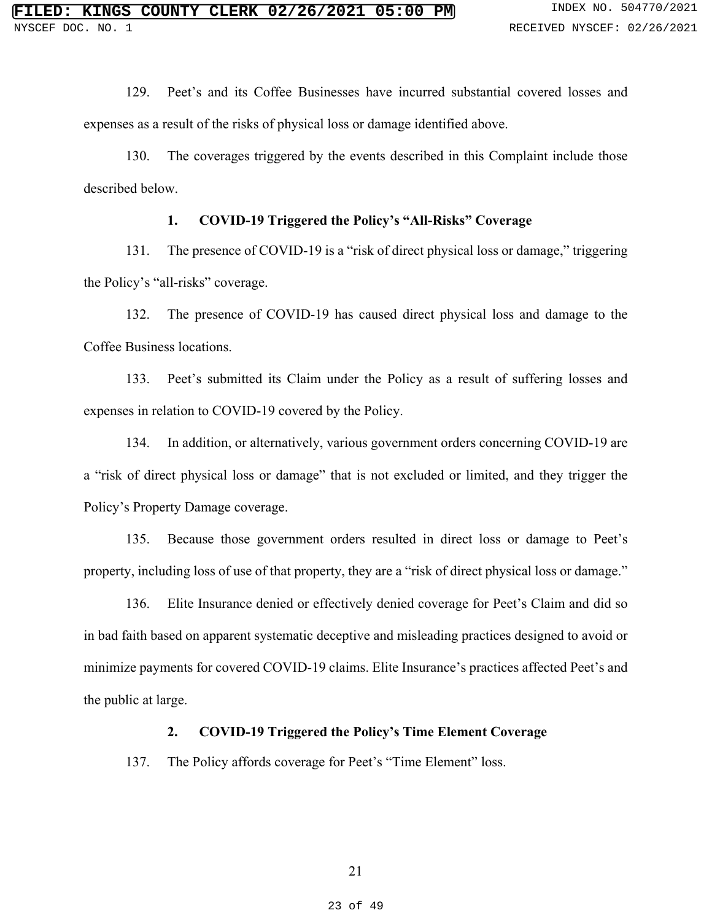129. Peet's and its Coffee Businesses have incurred substantial covered losses and expenses as a result of the risks of physical loss or damage identified above.

130. The coverages triggered by the events described in this Complaint include those described below.

### 1. COVID-19 Triggered the Policy's "All-Risks" Coverage

131. The presence of COVID-19 is a "risk of direct physical loss or damage," triggering the Policy's "all-risks" coverage.

132. The presence of COVID-19 has caused direct physical loss and damage to the Coffee Business locations.

133. Peet's submitted its Claim under the Policy as a result of suffering losses and expenses in relation to COVID-19 covered by the Policy.

134. In addition, or alternatively, various government orders concerning COVID-19 are a "risk of direct physical loss or damage" that is not excluded or limited, and they trigger the Policy's Property Damage coverage.

135. Because those government orders resulted in direct loss or damage to Peet's property, including loss of use of that property, they are a "risk of direct physical loss or damage."

136. Elite Insurance denied or effectively denied coverage for Peet's Claim and did so in bad faith based on apparent systematic deceptive and misleading practices designed to avoid or minimize payments for covered COVID-19 claims. Elite Insurance's practices affected Peet's and the public at large.

### 2. COVID-19 Triggered the Policy's Time Element Coverage

137. The Policy affords coverage for Peet's "Time Element" loss.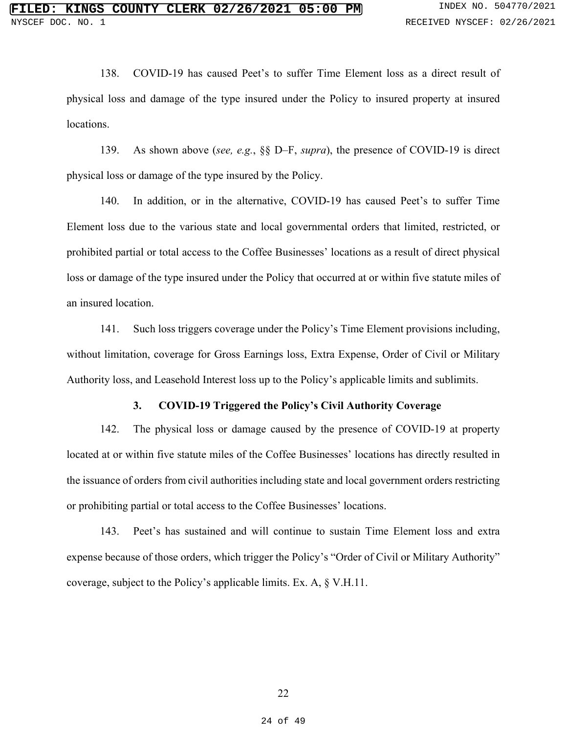138. COVID-19 has caused Peet's to suffer Time Element loss as a direct result of physical loss and damage of the type insured under the Policy to insured property at insured locations.

139. As shown above (*see, e.g.*, §§ D–F, *supra*), the presence of COVID-19 is direct physical loss or damage of the type insured by the Policy.

140. In addition, or in the alternative, COVID-19 has caused Peet's to suffer Time Element loss due to the various state and local governmental orders that limited, restricted, or prohibited partial or total access to the Coffee Businesses' locations as a result of direct physical loss or damage of the type insured under the Policy that occurred at or within five statute miles of an insured location.

141. Such loss triggers coverage under the Policy's Time Element provisions including, without limitation, coverage for Gross Earnings loss, Extra Expense, Order of Civil or Military Authority loss, and Leasehold Interest loss up to the Policy's applicable limits and sublimits.

### 3. COVID-19 Triggered the Policy's Civil Authority Coverage

142. The physical loss or damage caused by the presence of COVID-19 at property located at or within five statute miles of the Coffee Businesses' locations has directly resulted in the issuance of orders from civil authorities including state and local government orders restricting or prohibiting partial or total access to the Coffee Businesses' locations.

143. Peet's has sustained and will continue to sustain Time Element loss and extra expense because of those orders, which trigger the Policy's "Order of Civil or Military Authority" coverage, subject to the Policy's applicable limits. Ex. A, § V.H.11.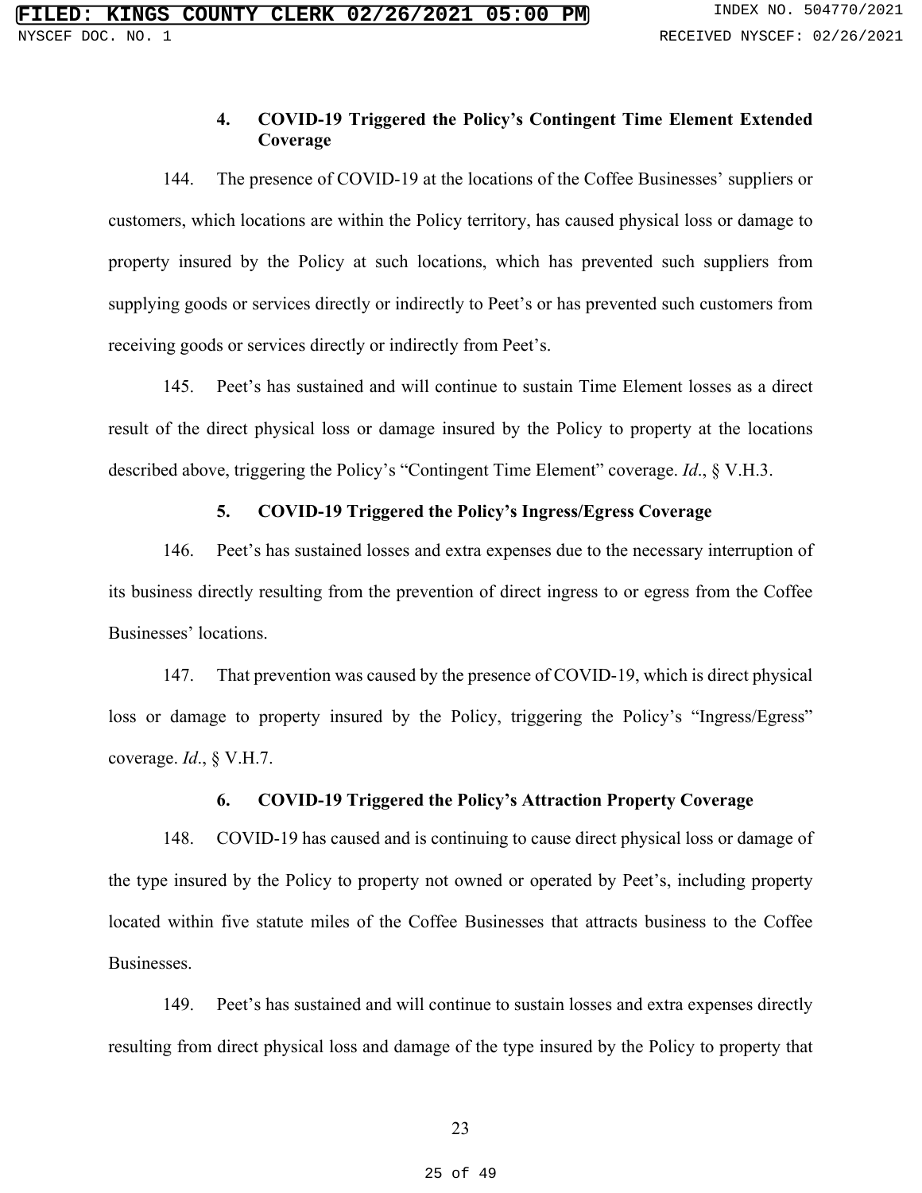### 4. COVID-19 Triggered the Policy's Contingent Time Element Extended Coverage

144. The presence of COVID-19 at the locations of the Coffee Businesses' suppliers or customers, which locations are within the Policy territory, has caused physical loss or damage to property insured by the Policy at such locations, which has prevented such suppliers from supplying goods or services directly or indirectly to Peet's or has prevented such customers from receiving goods or services directly or indirectly from Peet's.

145. Peet's has sustained and will continue to sustain Time Element losses as a direct result of the direct physical loss or damage insured by the Policy to property at the locations described above, triggering the Policy's "Contingent Time Element" coverage. *Id*., § V.H.3.

### 5. COVID-19 Triggered the Policy's Ingress/Egress Coverage

146. Peet's has sustained losses and extra expenses due to the necessary interruption of its business directly resulting from the prevention of direct ingress to or egress from the Coffee Businesses' locations.

147. That prevention was caused by the presence of COVID-19, which is direct physical loss or damage to property insured by the Policy, triggering the Policy's "Ingress/Egress" coverage. *Id*., § V.H.7.

### 6. COVID-19 Triggered the Policy's Attraction Property Coverage

148. COVID-19 has caused and is continuing to cause direct physical loss or damage of the type insured by the Policy to property not owned or operated by Peet's, including property located within five statute miles of the Coffee Businesses that attracts business to the Coffee Businesses.

149. Peet's has sustained and will continue to sustain losses and extra expenses directly resulting from direct physical loss and damage of the type insured by the Policy to property that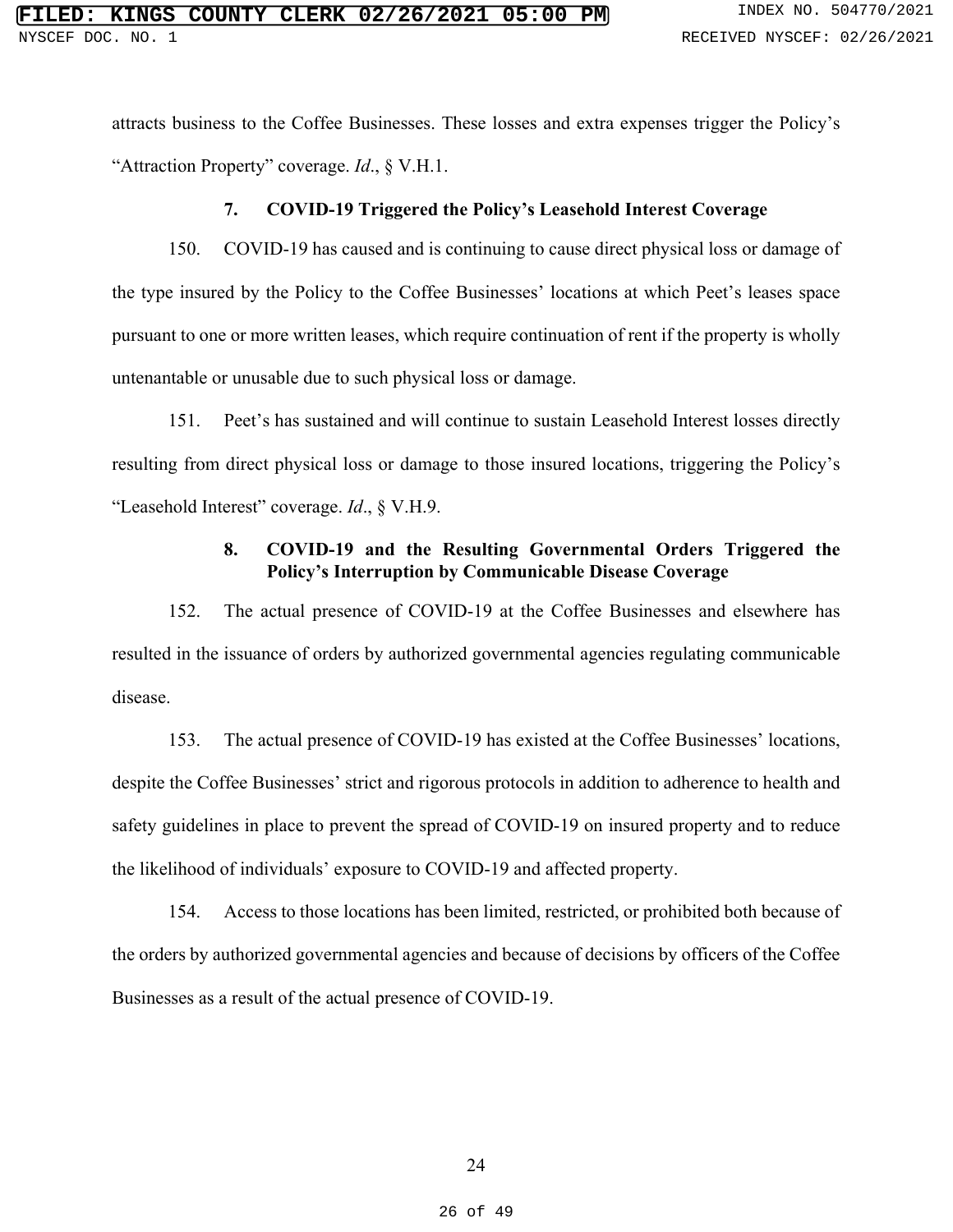attracts business to the Coffee Businesses. These losses and extra expenses trigger the Policy's "Attraction Property" coverage. *Id*., § V.H.1.

### 7. COVID-19 Triggered the Policy's Leasehold Interest Coverage

150. COVID-19 has caused and is continuing to cause direct physical loss or damage of the type insured by the Policy to the Coffee Businesses' locations at which Peet's leases space pursuant to one or more written leases, which require continuation of rent if the property is wholly untenantable or unusable due to such physical loss or damage.

151. Peet's has sustained and will continue to sustain Leasehold Interest losses directly resulting from direct physical loss or damage to those insured locations, triggering the Policy's "Leasehold Interest" coverage. *Id*., § V.H.9.

### 8. COVID-19 and the Resulting Governmental Orders Triggered the Policy's Interruption by Communicable Disease Coverage

152. The actual presence of COVID-19 at the Coffee Businesses and elsewhere has resulted in the issuance of orders by authorized governmental agencies regulating communicable disease.

153. The actual presence of COVID-19 has existed at the Coffee Businesses' locations, despite the Coffee Businesses' strict and rigorous protocols in addition to adherence to health and safety guidelines in place to prevent the spread of COVID-19 on insured property and to reduce the likelihood of individuals' exposure to COVID-19 and affected property.

154. Access to those locations has been limited, restricted, or prohibited both because of the orders by authorized governmental agencies and because of decisions by officers of the Coffee Businesses as a result of the actual presence of COVID-19.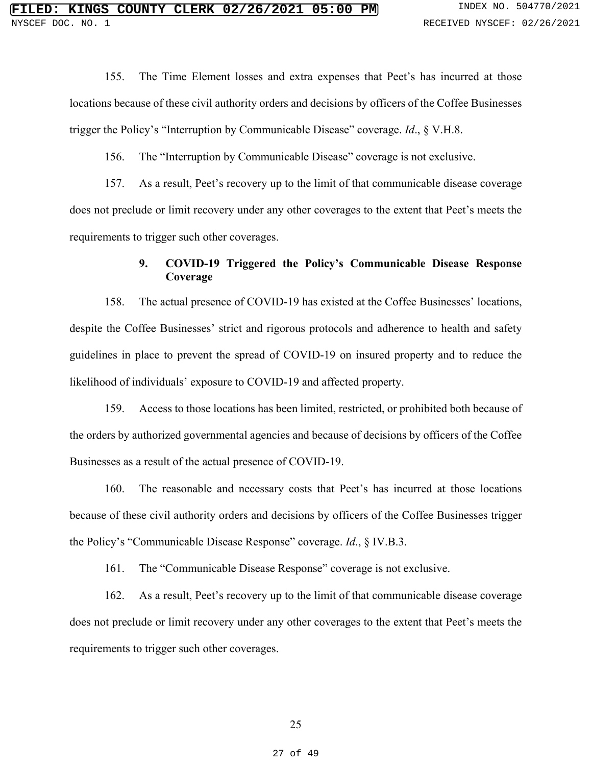155. The Time Element losses and extra expenses that Peet's has incurred at those locations because of these civil authority orders and decisions by officers of the Coffee Businesses trigger the Policy's "Interruption by Communicable Disease" coverage. *Id*., § V.H.8.

156. The "Interruption by Communicable Disease" coverage is not exclusive.

157. As a result, Peet's recovery up to the limit of that communicable disease coverage does not preclude or limit recovery under any other coverages to the extent that Peet's meets the requirements to trigger such other coverages.

### 9. COVID-19 Triggered the Policy's Communicable Disease Response Coverage

158. The actual presence of COVID-19 has existed at the Coffee Businesses' locations, despite the Coffee Businesses' strict and rigorous protocols and adherence to health and safety guidelines in place to prevent the spread of COVID-19 on insured property and to reduce the likelihood of individuals' exposure to COVID-19 and affected property.

159. Access to those locations has been limited, restricted, or prohibited both because of the orders by authorized governmental agencies and because of decisions by officers of the Coffee Businesses as a result of the actual presence of COVID-19.

160. The reasonable and necessary costs that Peet's has incurred at those locations because of these civil authority orders and decisions by officers of the Coffee Businesses trigger the Policy's "Communicable Disease Response" coverage. *Id*., § IV.B.3.

161. The "Communicable Disease Response" coverage is not exclusive.

162. As a result, Peet's recovery up to the limit of that communicable disease coverage does not preclude or limit recovery under any other coverages to the extent that Peet's meets the requirements to trigger such other coverages.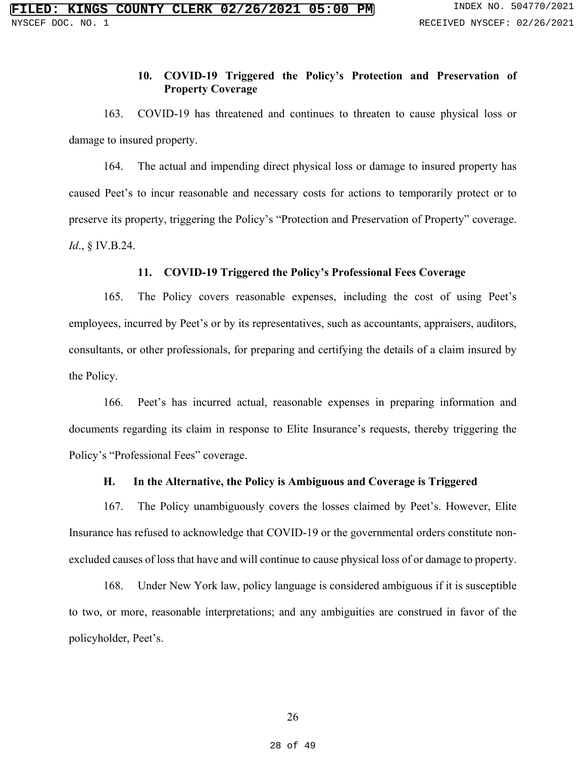#### 10. COVID-19 Triggered the Policy's Protection and Preservation of Property Coverage

163. COVID-19 has threatened and continues to threaten to cause physical loss or damage to insured property.

164. The actual and impending direct physical loss or damage to insured property has caused Peet's to incur reasonable and necessary costs for actions to temporarily protect or to preserve its property, triggering the Policy's "Protection and Preservation of Property" coverage. *Id*., § IV.B.24.

#### 11. COVID-19 Triggered the Policy's Professional Fees Coverage

165. The Policy covers reasonable expenses, including the cost of using Peet's employees, incurred by Peet's or by its representatives, such as accountants, appraisers, auditors, consultants, or other professionals, for preparing and certifying the details of a claim insured by the Policy.

166. Peet's has incurred actual, reasonable expenses in preparing information and documents regarding its claim in response to Elite Insurance's requests, thereby triggering the Policy's "Professional Fees" coverage.

### H. In the Alternative, the Policy is Ambiguous and Coverage is Triggered

167. The Policy unambiguously covers the losses claimed by Peet's. However, Elite Insurance has refused to acknowledge that COVID-19 or the governmental orders constitute non-excluded causes of loss that have and will continue to cause physical loss of or damage to property.

168. Under New York law, policy language is considered ambiguous if it is susceptible to two, or more, reasonable interpretations; and any ambiguities are construed in favor of the policyholder, Peet's.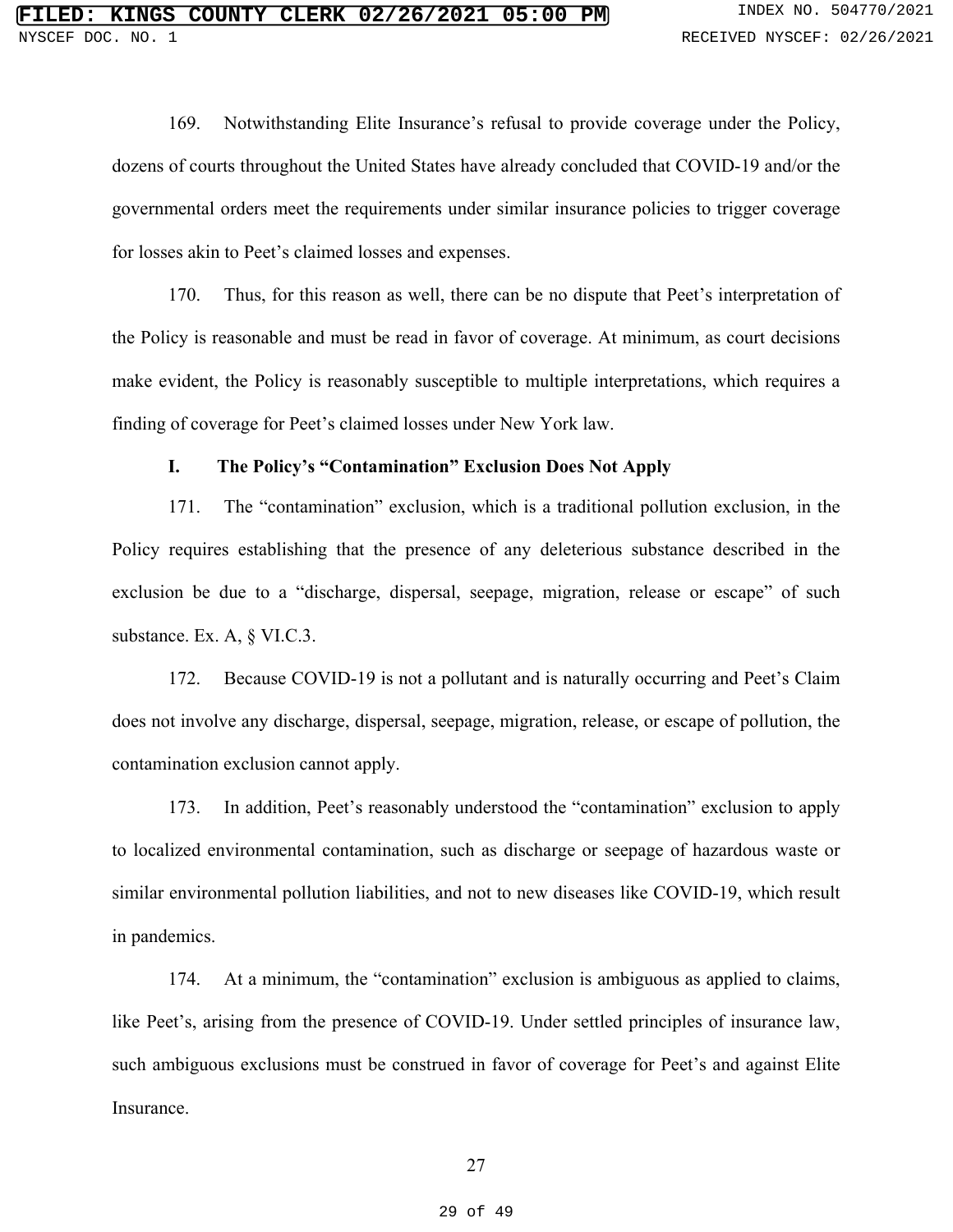169. Notwithstanding Elite Insurance's refusal to provide coverage under the Policy, dozens of courts throughout the United States have already concluded that COVID-19 and/or the governmental orders meet the requirements under similar insurance policies to trigger coverage for losses akin to Peet's claimed losses and expenses.

170. Thus, for this reason as well, there can be no dispute that Peet's interpretation of the Policy is reasonable and must be read in favor of coverage. At minimum, as court decisions make evident, the Policy is reasonably susceptible to multiple interpretations, which requires a finding of coverage for Peet's claimed losses under New York law.

### I. The Policy's "Contamination" Exclusion Does Not Apply

171. The "contamination" exclusion, which is a traditional pollution exclusion, in the Policy requires establishing that the presence of any deleterious substance described in the exclusion be due to a "discharge, dispersal, seepage, migration, release or escape" of such substance. Ex. A, § VI.C.3.

172. Because COVID-19 is not a pollutant and is naturally occurring and Peet's Claim does not involve any discharge, dispersal, seepage, migration, release, or escape of pollution, the contamination exclusion cannot apply.

173. In addition, Peet's reasonably understood the "contamination" exclusion to apply to localized environmental contamination, such as discharge or seepage of hazardous waste or similar environmental pollution liabilities, and not to new diseases like COVID-19, which result in pandemics.

174. At a minimum, the "contamination" exclusion is ambiguous as applied to claims, like Peet's, arising from the presence of COVID-19. Under settled principles of insurance law, such ambiguous exclusions must be construed in favor of coverage for Peet's and against Elite Insurance.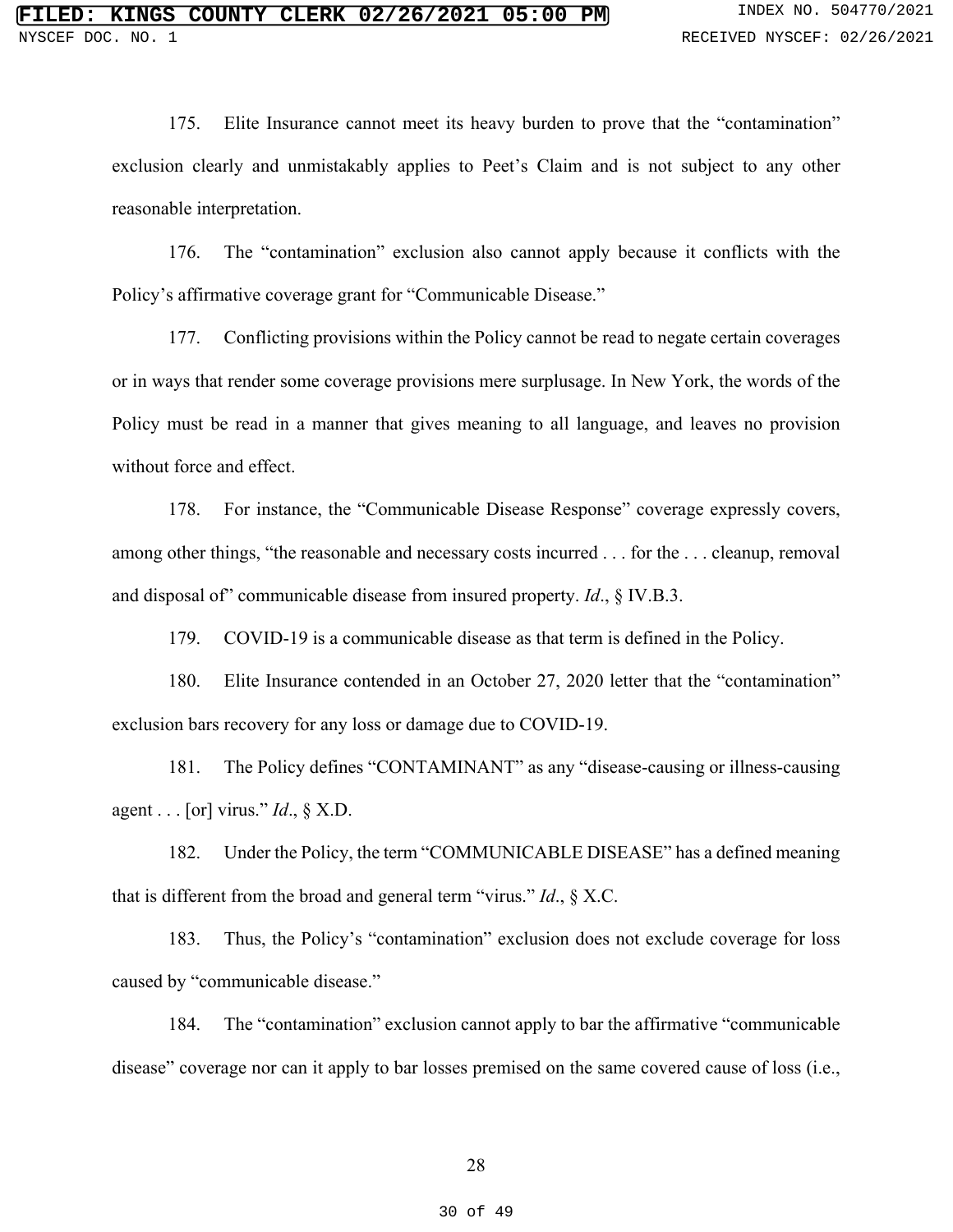175. Elite Insurance cannot meet its heavy burden to prove that the "contamination" exclusion clearly and unmistakably applies to Peet's Claim and is not subject to any other reasonable interpretation.

176. The "contamination" exclusion also cannot apply because it conflicts with the Policy's affirmative coverage grant for "Communicable Disease."

177. Conflicting provisions within the Policy cannot be read to negate certain coverages or in ways that render some coverage provisions mere surplusage. In New York, the words of the Policy must be read in a manner that gives meaning to all language, and leaves no provision without force and effect.

178. For instance, the "Communicable Disease Response" coverage expressly covers, among other things, "the reasonable and necessary costs incurred . . . for the . . . cleanup, removal and disposal of" communicable disease from insured property. *Id*., § IV.B.3.

179. COVID-19 is a communicable disease as that term is defined in the Policy.

180. Elite Insurance contended in an October 27, 2020 letter that the "contamination" exclusion bars recovery for any loss or damage due to COVID-19.

181. The Policy defines "CONTAMINANT" as any "disease-causing or illness-causing agent . . . [or] virus." *Id*., § X.D.

182. Under the Policy, the term "COMMUNICABLE DISEASE" has a defined meaning that is different from the broad and general term "virus." *Id*., § X.C.

183. Thus, the Policy's "contamination" exclusion does not exclude coverage for loss caused by "communicable disease."

184. The "contamination" exclusion cannot apply to bar the affirmative "communicable disease" coverage nor can it apply to bar losses premised on the same covered cause of loss (i.e.,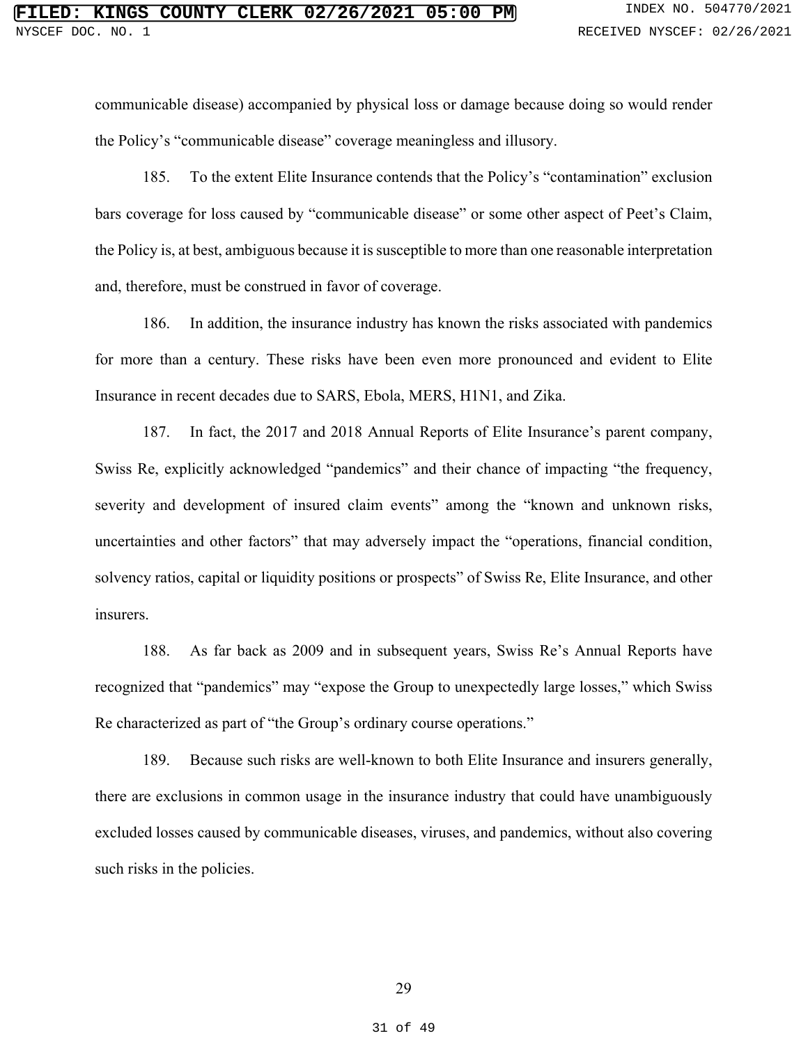communicable disease) accompanied by physical loss or damage because doing so would render the Policy's "communicable disease" coverage meaningless and illusory.

185. To the extent Elite Insurance contends that the Policy's "contamination" exclusion bars coverage for loss caused by "communicable disease" or some other aspect of Peet's Claim, the Policy is, at best, ambiguous because it is susceptible to more than one reasonable interpretation and, therefore, must be construed in favor of coverage.

186. In addition, the insurance industry has known the risks associated with pandemics for more than a century. These risks have been even more pronounced and evident to Elite Insurance in recent decades due to SARS, Ebola, MERS, H1N1, and Zika.

187. In fact, the 2017 and 2018 Annual Reports of Elite Insurance's parent company, Swiss Re, explicitly acknowledged "pandemics" and their chance of impacting "the frequency, severity and development of insured claim events" among the "known and unknown risks, uncertainties and other factors" that may adversely impact the "operations, financial condition, solvency ratios, capital or liquidity positions or prospects" of Swiss Re, Elite Insurance, and other insurers.

188. As far back as 2009 and in subsequent years, Swiss Re's Annual Reports have recognized that "pandemics" may "expose the Group to unexpectedly large losses," which Swiss Re characterized as part of "the Group's ordinary course operations."

189. Because such risks are well-known to both Elite Insurance and insurers generally, there are exclusions in common usage in the insurance industry that could have unambiguously excluded losses caused by communicable diseases, viruses, and pandemics, without also covering such risks in the policies.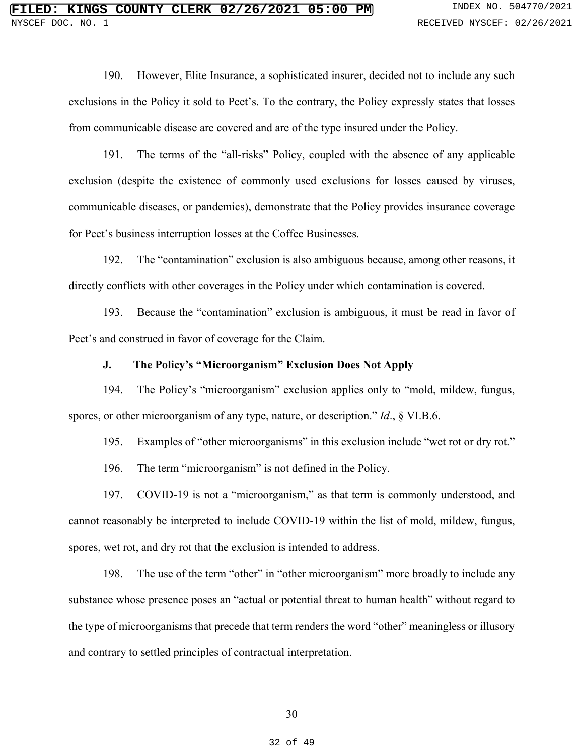190. However, Elite Insurance, a sophisticated insurer, decided not to include any such exclusions in the Policy it sold to Peet's. To the contrary, the Policy expressly states that losses from communicable disease are covered and are of the type insured under the Policy.

191. The terms of the "all-risks" Policy, coupled with the absence of any applicable exclusion (despite the existence of commonly used exclusions for losses caused by viruses, communicable diseases, or pandemics), demonstrate that the Policy provides insurance coverage for Peet's business interruption losses at the Coffee Businesses.

192. The "contamination" exclusion is also ambiguous because, among other reasons, it directly conflicts with other coverages in the Policy under which contamination is covered.

193. Because the "contamination" exclusion is ambiguous, it must be read in favor of Peet's and construed in favor of coverage for the Claim.

### J. The Policy's "Microorganism" Exclusion Does Not Apply

194. The Policy's "microorganism" exclusion applies only to "mold, mildew, fungus, spores, or other microorganism of any type, nature, or description." *Id*., § VI.B.6.

195. Examples of "other microorganisms" in this exclusion include "wet rot or dry rot."

196. The term "microorganism" is not defined in the Policy.

197. COVID-19 is not a "microorganism," as that term is commonly understood, and cannot reasonably be interpreted to include COVID-19 within the list of mold, mildew, fungus, spores, wet rot, and dry rot that the exclusion is intended to address.

198. The use of the term "other" in "other microorganism" more broadly to include any substance whose presence poses an "actual or potential threat to human health" without regard to the type of microorganisms that precede that term renders the word "other" meaningless or illusory and contrary to settled principles of contractual interpretation.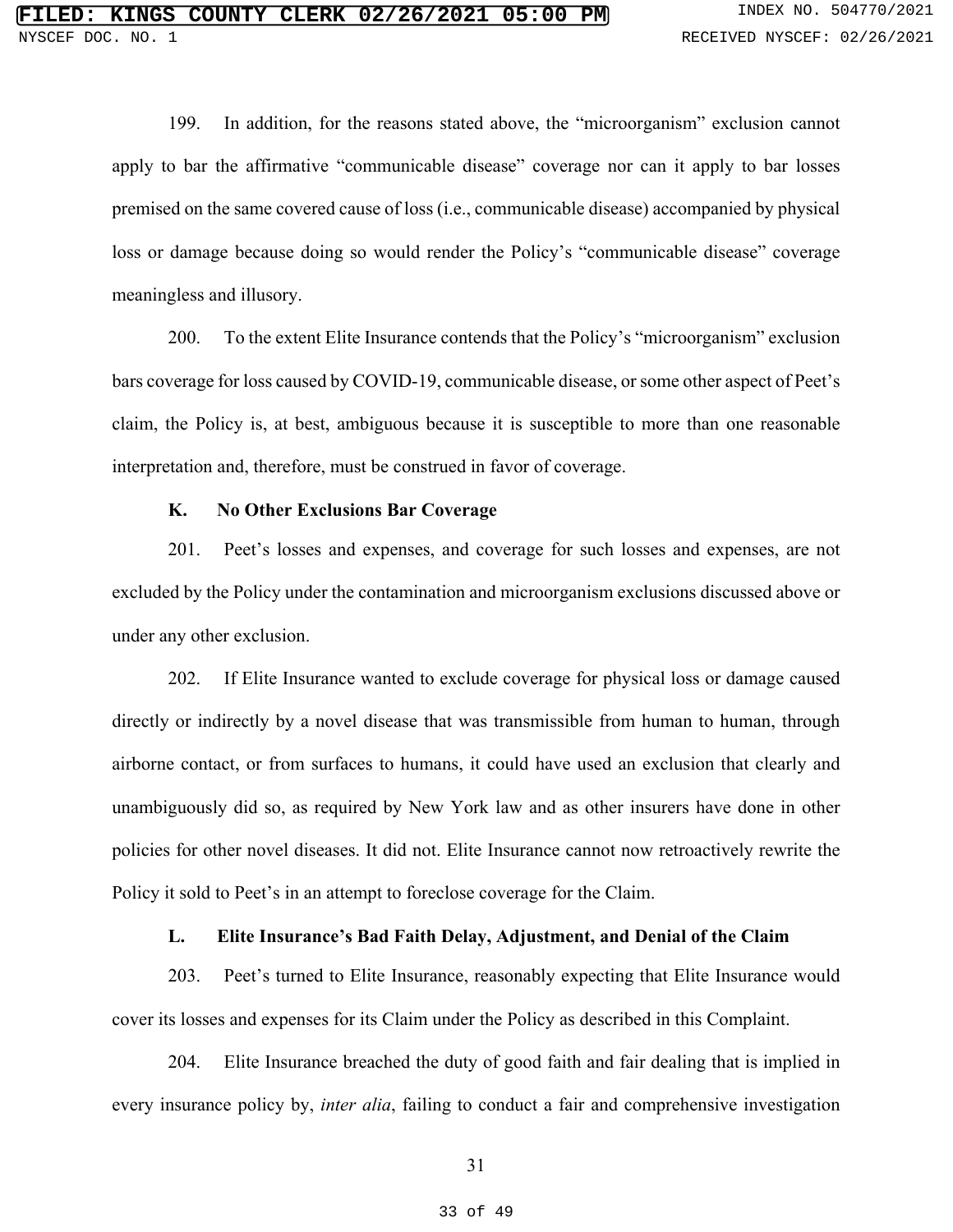199. In addition, for the reasons stated above, the "microorganism" exclusion cannot apply to bar the affirmative "communicable disease" coverage nor can it apply to bar losses premised on the same covered cause of loss (i.e., communicable disease) accompanied by physical loss or damage because doing so would render the Policy's "communicable disease" coverage meaningless and illusory.

200. To the extent Elite Insurance contends that the Policy's "microorganism" exclusion bars coverage for loss caused by COVID-19, communicable disease, or some other aspect of Peet's claim, the Policy is, at best, ambiguous because it is susceptible to more than one reasonable interpretation and, therefore, must be construed in favor of coverage.

### K. No Other Exclusions Bar Coverage

201. Peet's losses and expenses, and coverage for such losses and expenses, are not excluded by the Policy under the contamination and microorganism exclusions discussed above or under any other exclusion.

202. If Elite Insurance wanted to exclude coverage for physical loss or damage caused directly or indirectly by a novel disease that was transmissible from human to human, through airborne contact, or from surfaces to humans, it could have used an exclusion that clearly and unambiguously did so, as required by New York law and as other insurers have done in other policies for other novel diseases. It did not. Elite Insurance cannot now retroactively rewrite the Policy it sold to Peet's in an attempt to foreclose coverage for the Claim.

### L. Elite Insurance's Bad Faith Delay, Adjustment, and Denial of the Claim

203. Peet's turned to Elite Insurance, reasonably expecting that Elite Insurance would cover its losses and expenses for its Claim under the Policy as described in this Complaint.

204. Elite Insurance breached the duty of good faith and fair dealing that is implied in every insurance policy by, *inter alia*, failing to conduct a fair and comprehensive investigation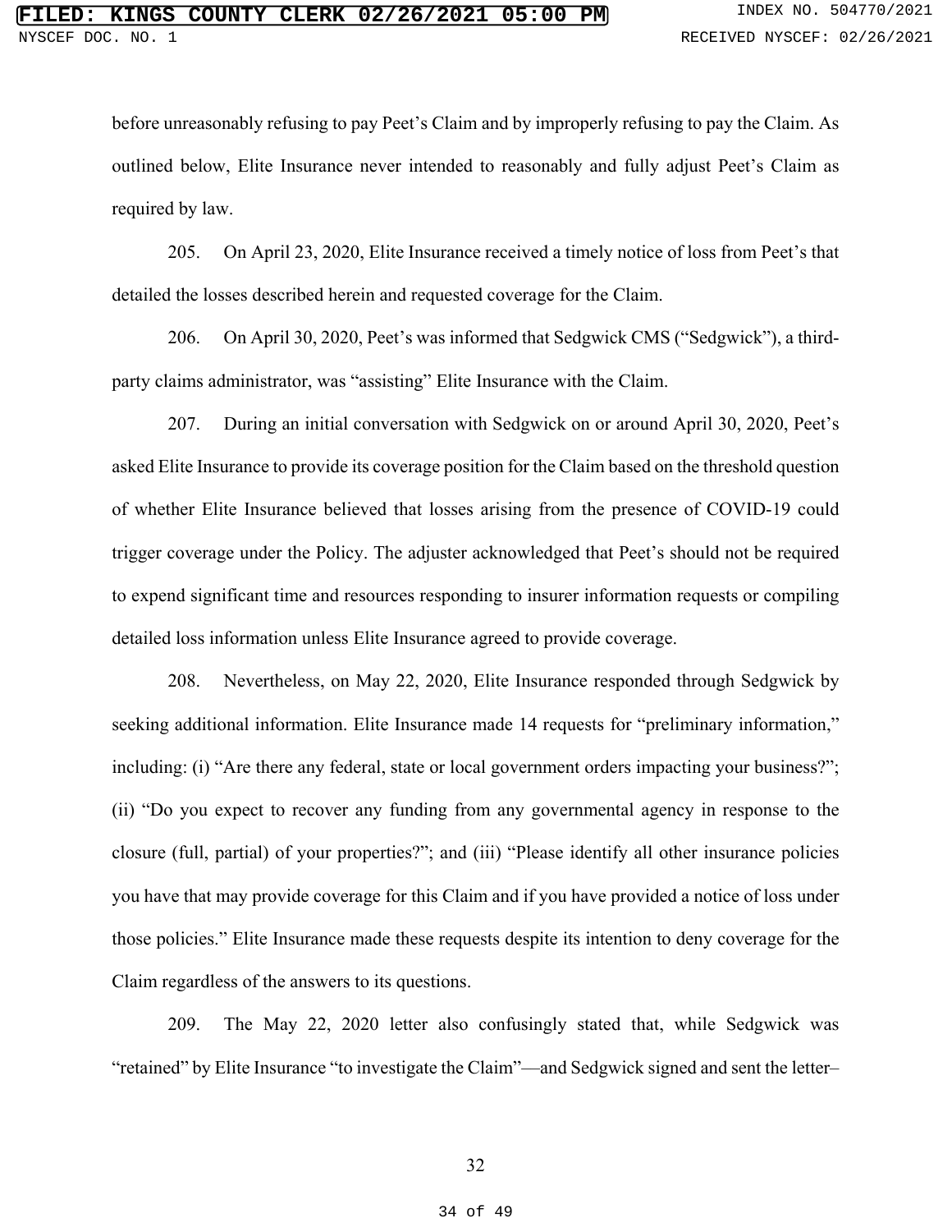before unreasonably refusing to pay Peet's Claim and by improperly refusing to pay the Claim. As outlined below, Elite Insurance never intended to reasonably and fully adjust Peet's Claim as required by law.

205. On April 23, 2020, Elite Insurance received a timely notice of loss from Peet's that detailed the losses described herein and requested coverage for the Claim.

206. On April 30, 2020, Peet's was informed that Sedgwick CMS ("Sedgwick"), a third-party claims administrator, was "assisting" Elite Insurance with the Claim.

207. During an initial conversation with Sedgwick on or around April 30, 2020, Peet's asked Elite Insurance to provide its coverage position for the Claim based on the threshold question of whether Elite Insurance believed that losses arising from the presence of COVID-19 could trigger coverage under the Policy. The adjuster acknowledged that Peet's should not be required to expend significant time and resources responding to insurer information requests or compiling detailed loss information unless Elite Insurance agreed to provide coverage.

208. Nevertheless, on May 22, 2020, Elite Insurance responded through Sedgwick by seeking additional information. Elite Insurance made 14 requests for "preliminary information," including: (i) "Are there any federal, state or local government orders impacting your business?"; (ii) "Do you expect to recover any funding from any governmental agency in response to the closure (full, partial) of your properties?"; and (iii) "Please identify all other insurance policies you have that may provide coverage for this Claim and if you have provided a notice of loss under those policies." Elite Insurance made these requests despite its intention to deny coverage for the Claim regardless of the answers to its questions.

209. The May 22, 2020 letter also confusingly stated that, while Sedgwick was "retained" by Elite Insurance "to investigate the Claim"—and Sedgwick signed and sent the letter–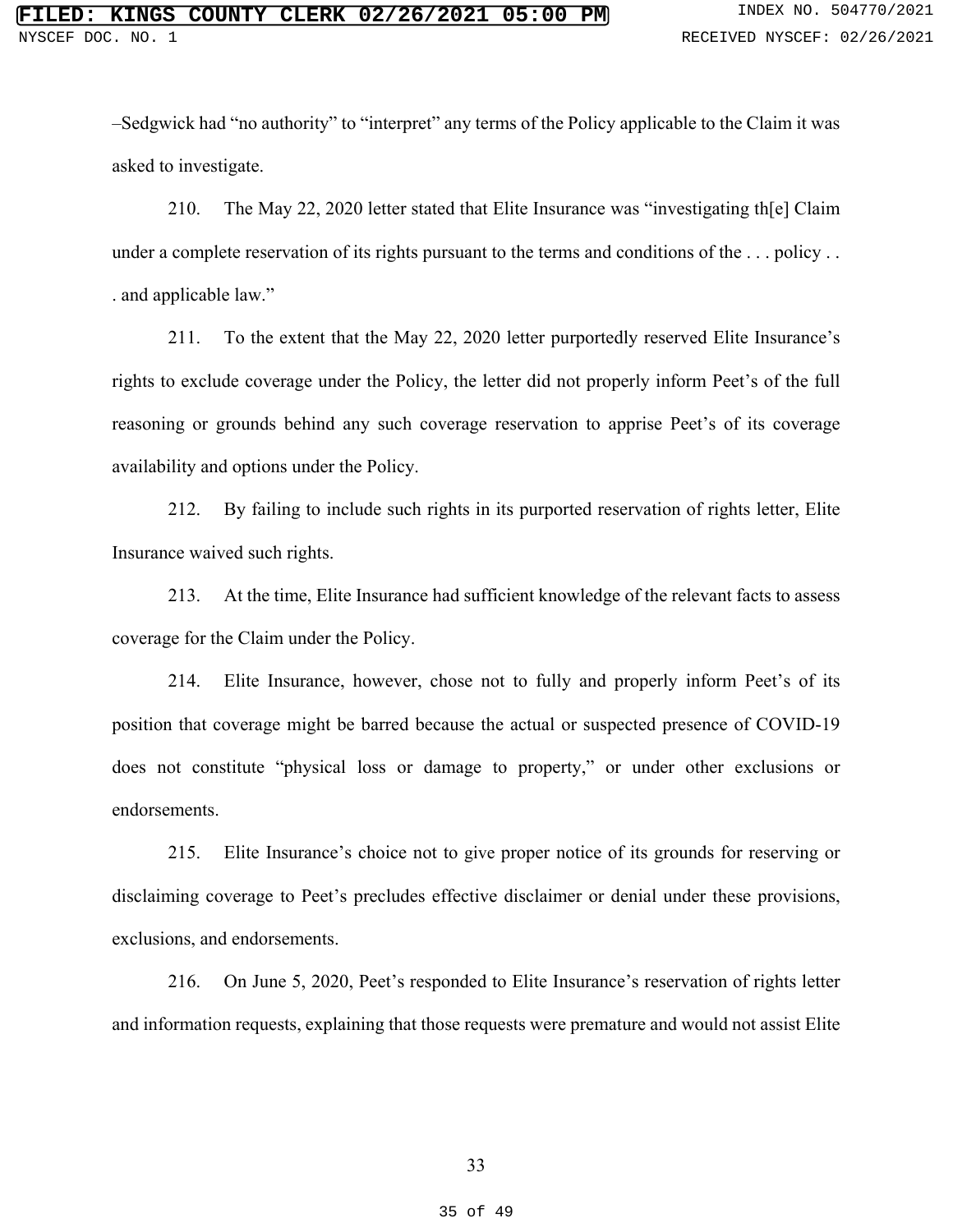–Sedgwick had "no authority" to "interpret" any terms of the Policy applicable to the Claim it was asked to investigate.

210. The May 22, 2020 letter stated that Elite Insurance was "investigating th[e] Claim under a complete reservation of its rights pursuant to the terms and conditions of the . . . policy . . . and applicable law."

211. To the extent that the May 22, 2020 letter purportedly reserved Elite Insurance's rights to exclude coverage under the Policy, the letter did not properly inform Peet's of the full reasoning or grounds behind any such coverage reservation to apprise Peet's of its coverage availability and options under the Policy.

212. By failing to include such rights in its purported reservation of rights letter, Elite Insurance waived such rights.

213. At the time, Elite Insurance had sufficient knowledge of the relevant facts to assess coverage for the Claim under the Policy.

214. Elite Insurance, however, chose not to fully and properly inform Peet's of its position that coverage might be barred because the actual or suspected presence of COVID-19 does not constitute "physical loss or damage to property," or under other exclusions or endorsements.

215. Elite Insurance's choice not to give proper notice of its grounds for reserving or disclaiming coverage to Peet's precludes effective disclaimer or denial under these provisions, exclusions, and endorsements.

216. On June 5, 2020, Peet's responded to Elite Insurance's reservation of rights letter and information requests, explaining that those requests were premature and would not assist Elite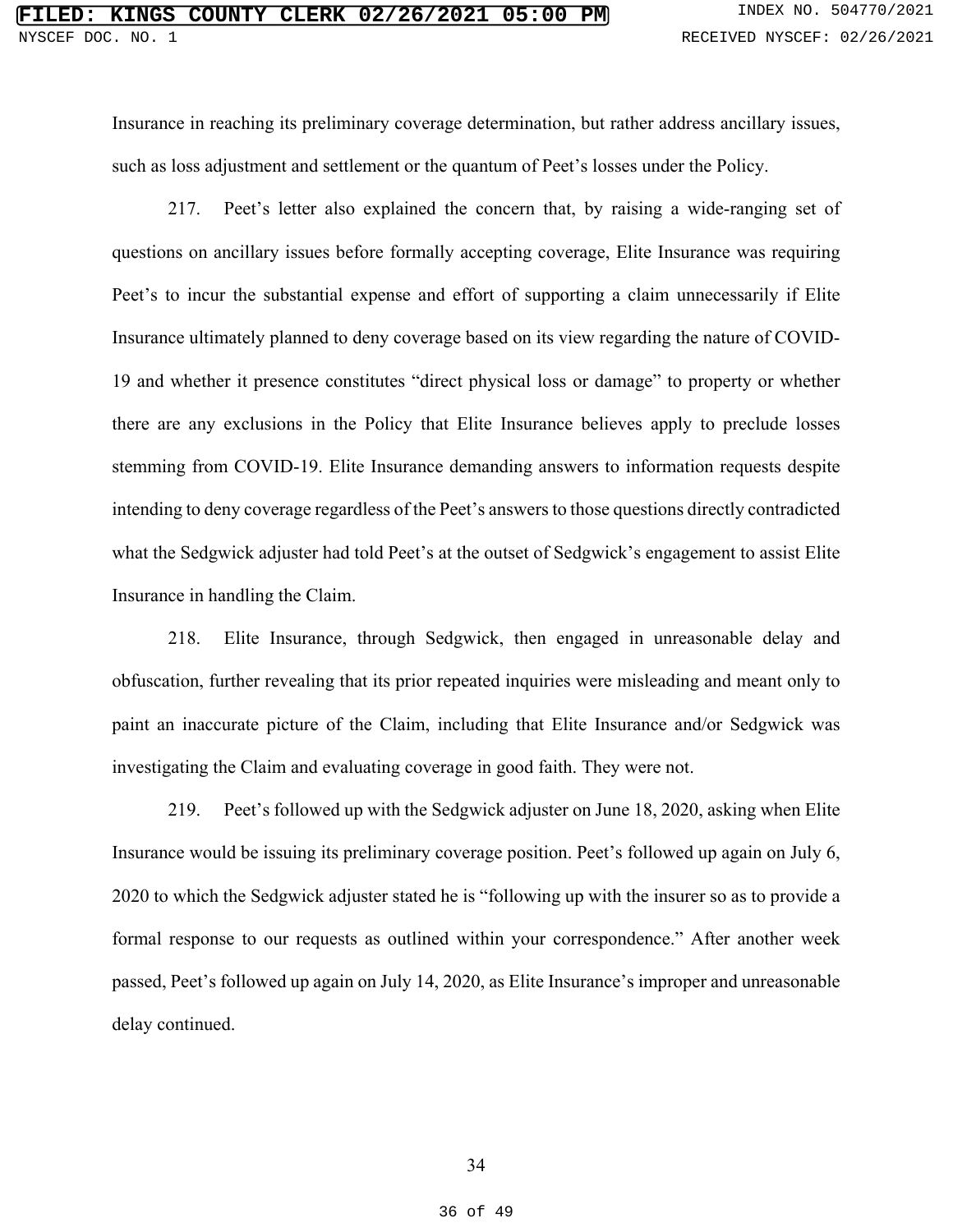Insurance in reaching its preliminary coverage determination, but rather address ancillary issues, such as loss adjustment and settlement or the quantum of Peet's losses under the Policy.

217. Peet's letter also explained the concern that, by raising a wide-ranging set of questions on ancillary issues before formally accepting coverage, Elite Insurance was requiring Peet's to incur the substantial expense and effort of supporting a claim unnecessarily if Elite Insurance ultimately planned to deny coverage based on its view regarding the nature of COVID-19 and whether it presence constitutes "direct physical loss or damage" to property or whether there are any exclusions in the Policy that Elite Insurance believes apply to preclude losses stemming from COVID-19. Elite Insurance demanding answers to information requests despite intending to deny coverage regardless of the Peet's answers to those questions directly contradicted what the Sedgwick adjuster had told Peet's at the outset of Sedgwick's engagement to assist Elite Insurance in handling the Claim.

218. Elite Insurance, through Sedgwick, then engaged in unreasonable delay and obfuscation, further revealing that its prior repeated inquiries were misleading and meant only to paint an inaccurate picture of the Claim, including that Elite Insurance and/or Sedgwick was investigating the Claim and evaluating coverage in good faith. They were not.

219. Peet's followed up with the Sedgwick adjuster on June 18, 2020, asking when Elite Insurance would be issuing its preliminary coverage position. Peet's followed up again on July 6, 2020 to which the Sedgwick adjuster stated he is "following up with the insurer so as to provide a formal response to our requests as outlined within your correspondence." After another week passed, Peet's followed up again on July 14, 2020, as Elite Insurance's improper and unreasonable delay continued.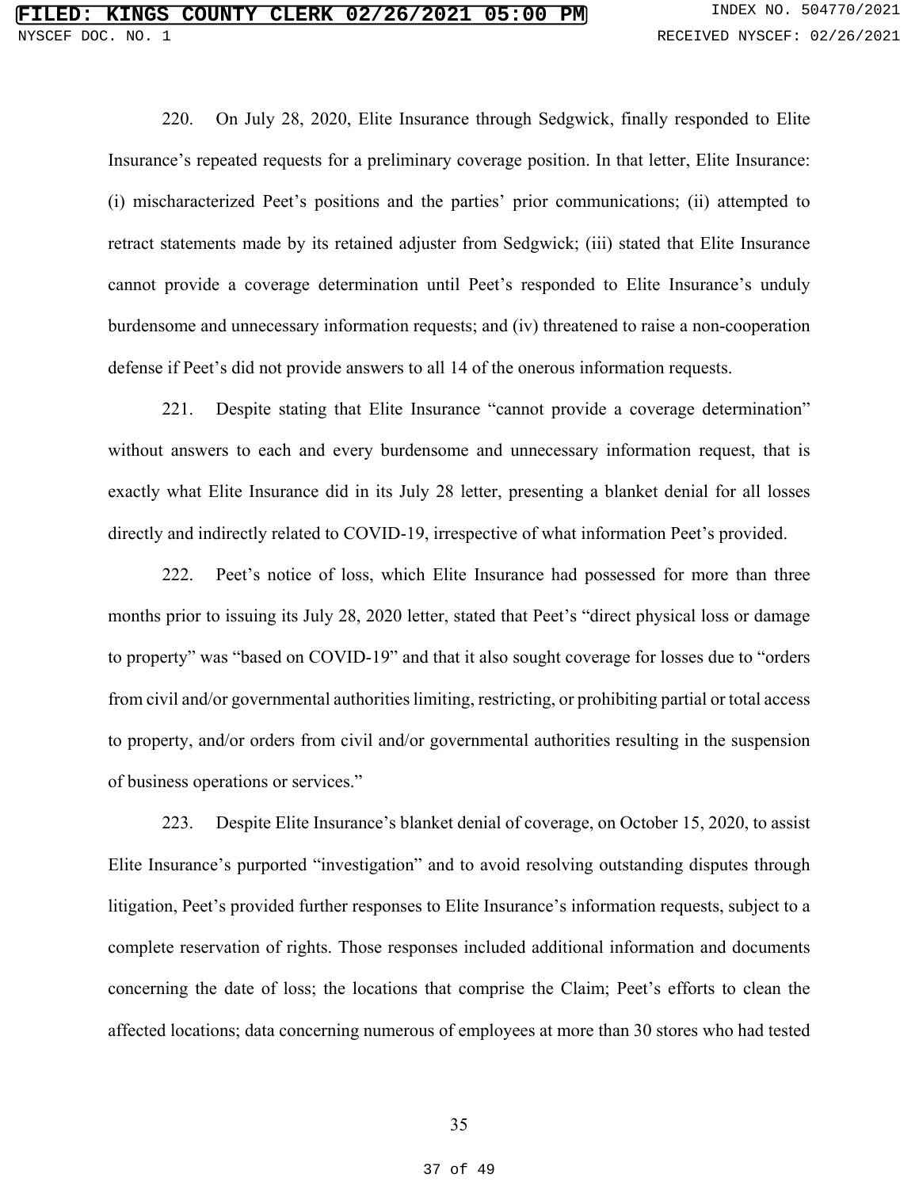220. On July 28, 2020, Elite Insurance through Sedgwick, finally responded to Elite Insurance's repeated requests for a preliminary coverage position. In that letter, Elite Insurance: (i) mischaracterized Peet's positions and the parties' prior communications; (ii) attempted to retract statements made by its retained adjuster from Sedgwick; (iii) stated that Elite Insurance cannot provide a coverage determination until Peet's responded to Elite Insurance's unduly burdensome and unnecessary information requests; and (iv) threatened to raise a non-cooperation defense if Peet's did not provide answers to all 14 of the onerous information requests.

221. Despite stating that Elite Insurance "cannot provide a coverage determination" without answers to each and every burdensome and unnecessary information request, that is exactly what Elite Insurance did in its July 28 letter, presenting a blanket denial for all losses directly and indirectly related to COVID-19, irrespective of what information Peet's provided.

222. Peet's notice of loss, which Elite Insurance had possessed for more than three months prior to issuing its July 28, 2020 letter, stated that Peet's "direct physical loss or damage to property" was "based on COVID-19" and that it also sought coverage for losses due to "orders from civil and/or governmental authorities limiting, restricting, or prohibiting partial or total access to property, and/or orders from civil and/or governmental authorities resulting in the suspension of business operations or services."

223. Despite Elite Insurance's blanket denial of coverage, on October 15, 2020, to assist Elite Insurance's purported "investigation" and to avoid resolving outstanding disputes through litigation, Peet's provided further responses to Elite Insurance's information requests, subject to a complete reservation of rights. Those responses included additional information and documents concerning the date of loss; the locations that comprise the Claim; Peet's efforts to clean the affected locations; data concerning numerous of employees at more than 30 stores who had tested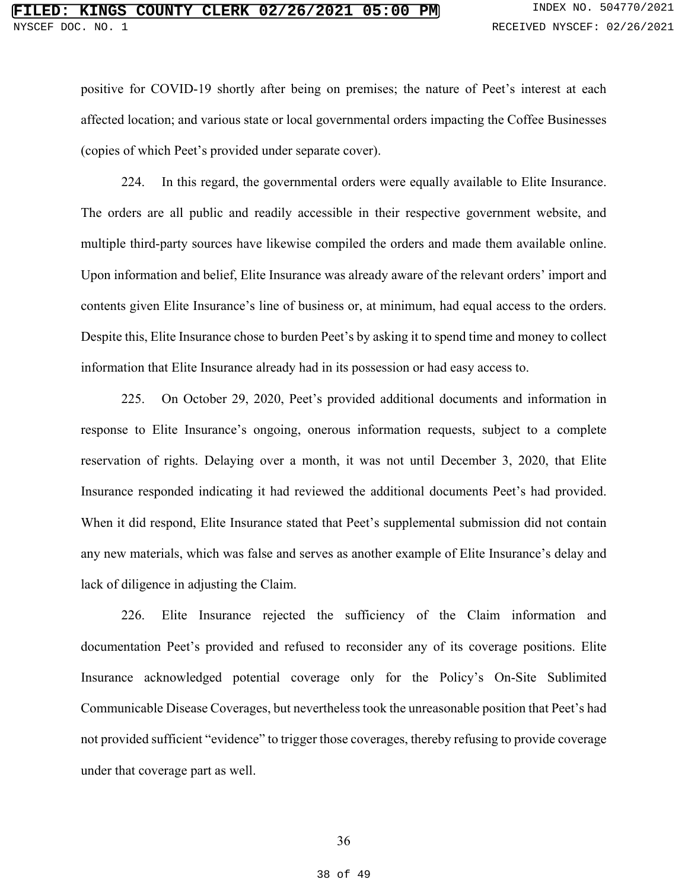positive for COVID-19 shortly after being on premises; the nature of Peet's interest at each affected location; and various state or local governmental orders impacting the Coffee Businesses (copies of which Peet's provided under separate cover).

224. In this regard, the governmental orders were equally available to Elite Insurance. The orders are all public and readily accessible in their respective government website, and multiple third-party sources have likewise compiled the orders and made them available online. Upon information and belief, Elite Insurance was already aware of the relevant orders' import and contents given Elite Insurance's line of business or, at minimum, had equal access to the orders. Despite this, Elite Insurance chose to burden Peet's by asking it to spend time and money to collect information that Elite Insurance already had in its possession or had easy access to.

225. On October 29, 2020, Peet's provided additional documents and information in response to Elite Insurance's ongoing, onerous information requests, subject to a complete reservation of rights. Delaying over a month, it was not until December 3, 2020, that Elite Insurance responded indicating it had reviewed the additional documents Peet's had provided. When it did respond, Elite Insurance stated that Peet's supplemental submission did not contain any new materials, which was false and serves as another example of Elite Insurance's delay and lack of diligence in adjusting the Claim.

226. Elite Insurance rejected the sufficiency of the Claim information and documentation Peet's provided and refused to reconsider any of its coverage positions. Elite Insurance acknowledged potential coverage only for the Policy's On-Site Sublimited Communicable Disease Coverages, but nevertheless took the unreasonable position that Peet's had not provided sufficient "evidence" to trigger those coverages, thereby refusing to provide coverage under that coverage part as well.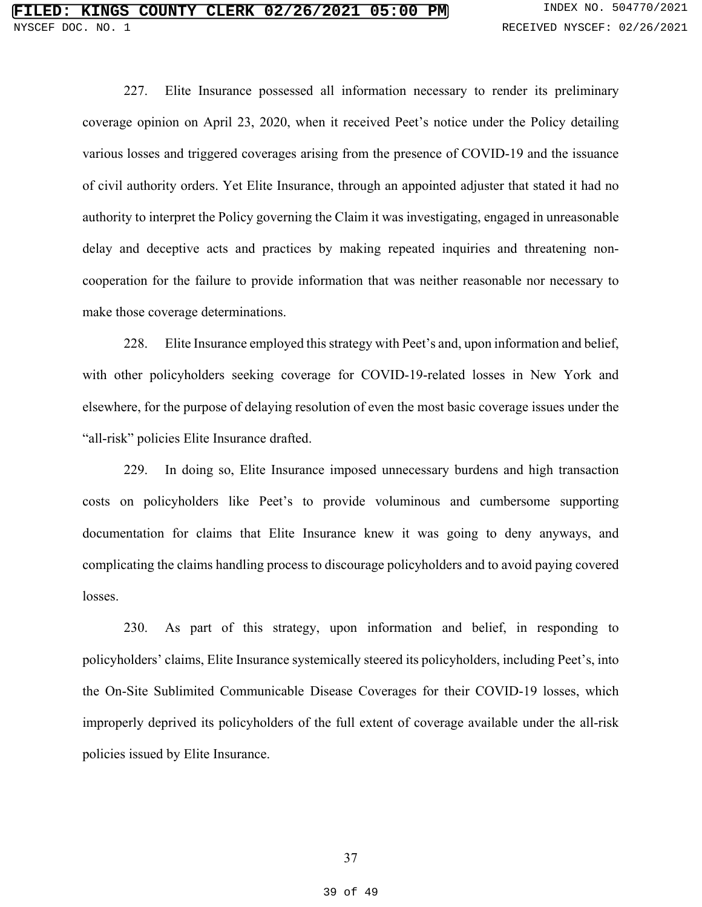227. Elite Insurance possessed all information necessary to render its preliminary coverage opinion on April 23, 2020, when it received Peet's notice under the Policy detailing various losses and triggered coverages arising from the presence of COVID-19 and the issuance of civil authority orders. Yet Elite Insurance, through an appointed adjuster that stated it had no authority to interpret the Policy governing the Claim it was investigating, engaged in unreasonable delay and deceptive acts and practices by making repeated inquiries and threatening non-cooperation for the failure to provide information that was neither reasonable nor necessary to make those coverage determinations.

228. Elite Insurance employed this strategy with Peet's and, upon information and belief, with other policyholders seeking coverage for COVID-19-related losses in New York and elsewhere, for the purpose of delaying resolution of even the most basic coverage issues under the "all-risk" policies Elite Insurance drafted.

229. In doing so, Elite Insurance imposed unnecessary burdens and high transaction costs on policyholders like Peet's to provide voluminous and cumbersome supporting documentation for claims that Elite Insurance knew it was going to deny anyways, and complicating the claims handling process to discourage policyholders and to avoid paying covered losses.

230. As part of this strategy, upon information and belief, in responding to policyholders' claims, Elite Insurance systemically steered its policyholders, including Peet's, into the On-Site Sublimited Communicable Disease Coverages for their COVID-19 losses, which improperly deprived its policyholders of the full extent of coverage available under the all-risk policies issued by Elite Insurance.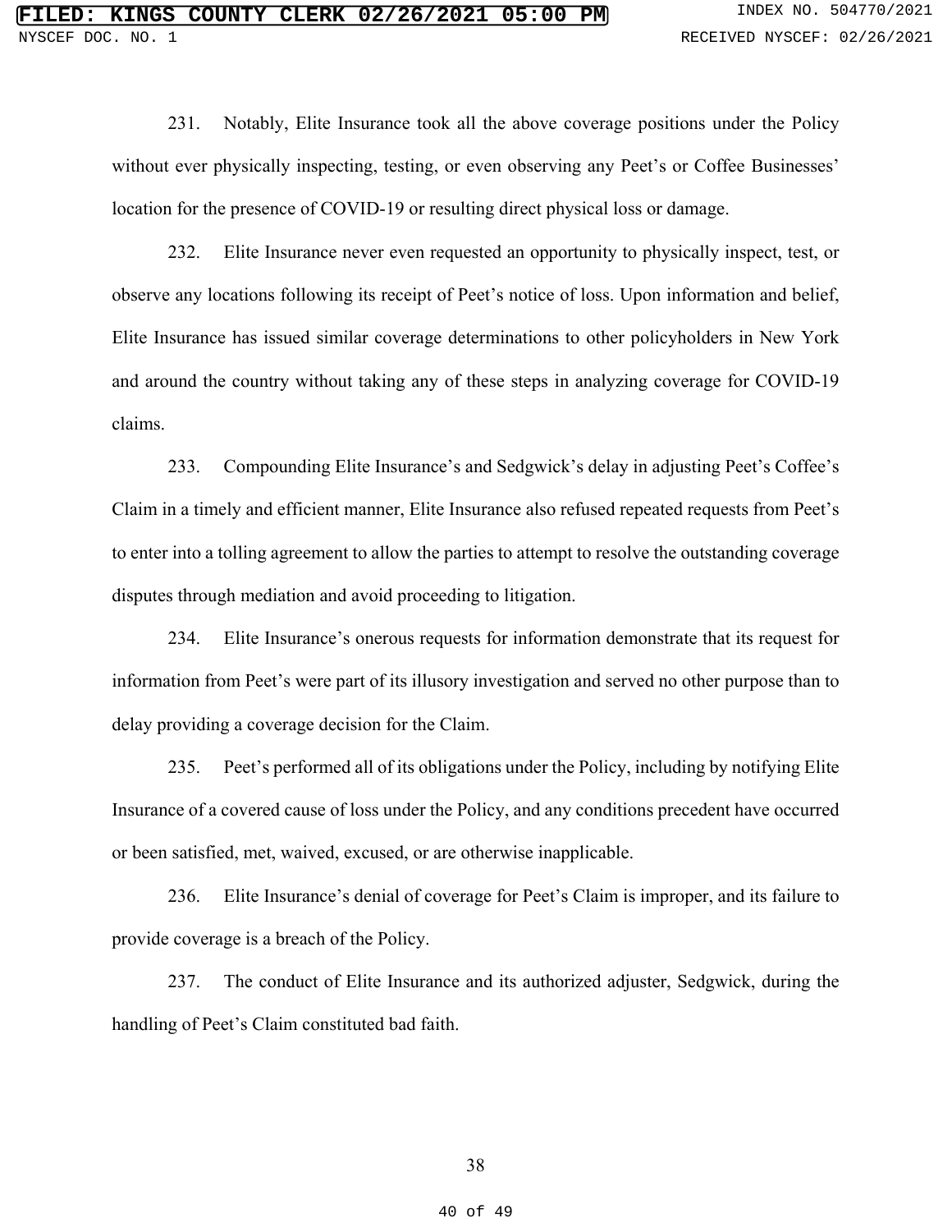231. Notably, Elite Insurance took all the above coverage positions under the Policy without ever physically inspecting, testing, or even observing any Peet's or Coffee Businesses' location for the presence of COVID-19 or resulting direct physical loss or damage.

232. Elite Insurance never even requested an opportunity to physically inspect, test, or observe any locations following its receipt of Peet's notice of loss. Upon information and belief, Elite Insurance has issued similar coverage determinations to other policyholders in New York and around the country without taking any of these steps in analyzing coverage for COVID-19 claims.

233. Compounding Elite Insurance's and Sedgwick's delay in adjusting Peet's Coffee's Claim in a timely and efficient manner, Elite Insurance also refused repeated requests from Peet's to enter into a tolling agreement to allow the parties to attempt to resolve the outstanding coverage disputes through mediation and avoid proceeding to litigation.

234. Elite Insurance's onerous requests for information demonstrate that its request for information from Peet's were part of its illusory investigation and served no other purpose than to delay providing a coverage decision for the Claim.

235. Peet's performed all of its obligations under the Policy, including by notifying Elite Insurance of a covered cause of loss under the Policy, and any conditions precedent have occurred or been satisfied, met, waived, excused, or are otherwise inapplicable.

236. Elite Insurance's denial of coverage for Peet's Claim is improper, and its failure to provide coverage is a breach of the Policy.

237. The conduct of Elite Insurance and its authorized adjuster, Sedgwick, during the handling of Peet's Claim constituted bad faith.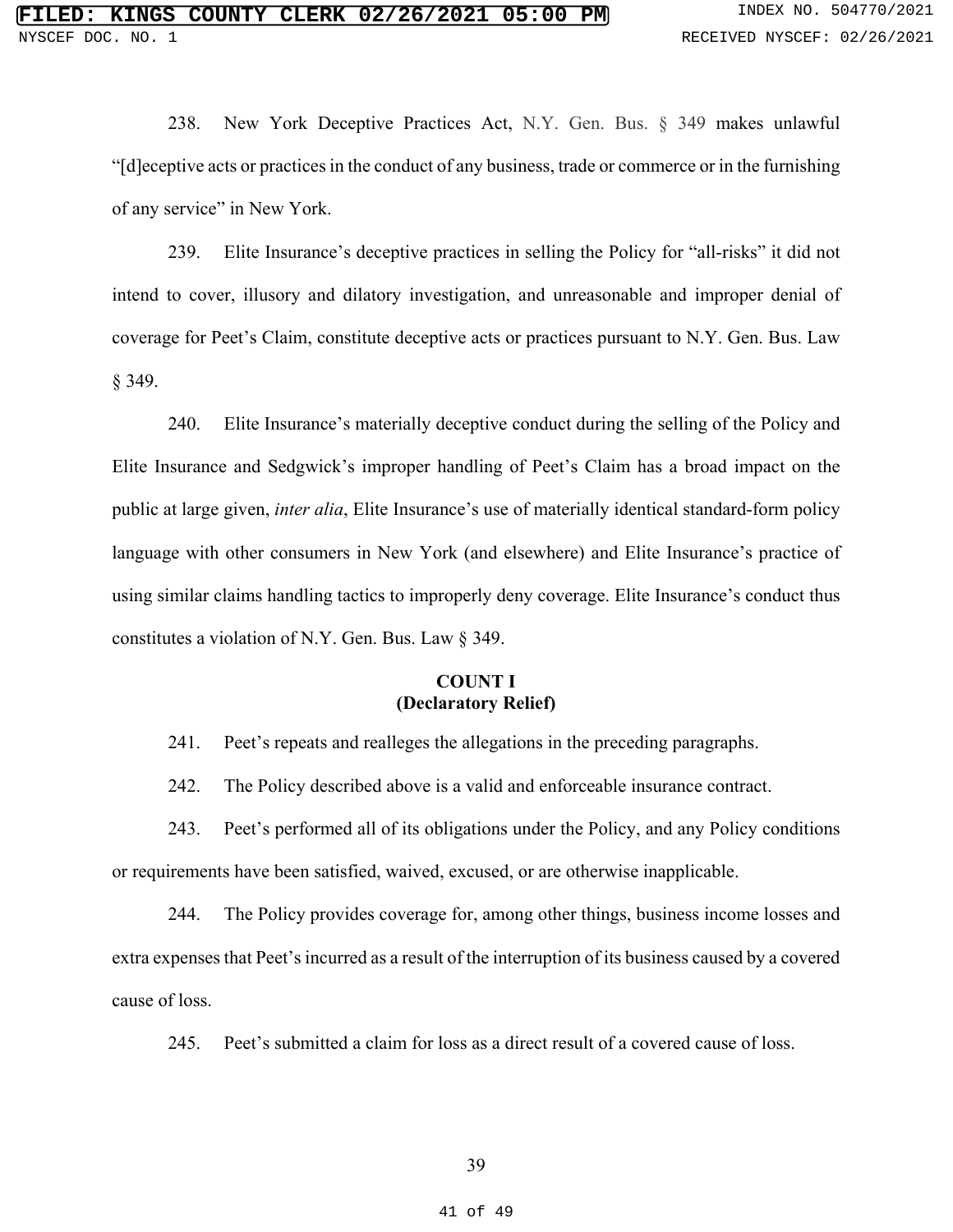238. New York Deceptive Practices Act, N.Y. Gen. Bus. § 349 makes unlawful "[d]eceptive acts or practices in the conduct of any business, trade or commerce or in the furnishing of any service" in New York.

239. Elite Insurance's deceptive practices in selling the Policy for "all-risks" it did not intend to cover, illusory and dilatory investigation, and unreasonable and improper denial of coverage for Peet's Claim, constitute deceptive acts or practices pursuant to N.Y. Gen. Bus. Law § 349.

240. Elite Insurance's materially deceptive conduct during the selling of the Policy and Elite Insurance and Sedgwick's improper handling of Peet's Claim has a broad impact on the public at large given, *inter alia*, Elite Insurance's use of materially identical standard-form policy language with other consumers in New York (and elsewhere) and Elite Insurance's practice of using similar claims handling tactics to improperly deny coverage. Elite Insurance's conduct thus constitutes a violation of N.Y. Gen. Bus. Law § 349.

**COUNT I**
**(Declaratory Relief)**

241. Peet's repeats and realleges the allegations in the preceding paragraphs.

242. The Policy described above is a valid and enforceable insurance contract.

243. Peet's performed all of its obligations under the Policy, and any Policy conditions or requirements have been satisfied, waived, excused, or are otherwise inapplicable.

244. The Policy provides coverage for, among other things, business income losses and extra expenses that Peet's incurred as a result of the interruption of its business caused by a covered cause of loss.

245. Peet's submitted a claim for loss as a direct result of a covered cause of loss.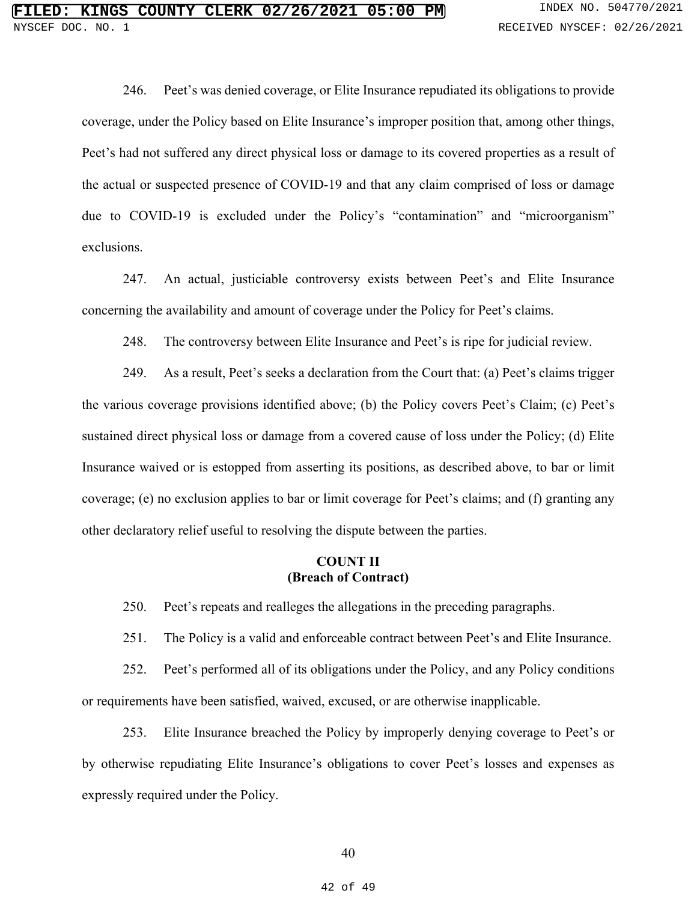246. Peet's was denied coverage, or Elite Insurance repudiated its obligations to provide coverage, under the Policy based on Elite Insurance's improper position that, among other things, Peet's had not suffered any direct physical loss or damage to its covered properties as a result of the actual or suspected presence of COVID-19 and that any claim comprised of loss or damage due to COVID-19 is excluded under the Policy's "contamination" and "microorganism" exclusions.

247. An actual, justiciable controversy exists between Peet's and Elite Insurance concerning the availability and amount of coverage under the Policy for Peet's claims.

248. The controversy between Elite Insurance and Peet's is ripe for judicial review.

249. As a result, Peet's seeks a declaration from the Court that: (a) Peet's claims trigger the various coverage provisions identified above; (b) the Policy covers Peet's Claim; (c) Peet's sustained direct physical loss or damage from a covered cause of loss under the Policy; (d) Elite Insurance waived or is estopped from asserting its positions, as described above, to bar or limit coverage; (e) no exclusion applies to bar or limit coverage for Peet's claims; and (f) granting any other declaratory relief useful to resolving the dispute between the parties.

## COUNT II
## (Breach of Contract)

250. Peet's repeats and realleges the allegations in the preceding paragraphs.

251. The Policy is a valid and enforceable contract between Peet's and Elite Insurance.

252. Peet's performed all of its obligations under the Policy, and any Policy conditions or requirements have been satisfied, waived, excused, or are otherwise inapplicable.

253. Elite Insurance breached the Policy by improperly denying coverage to Peet's or by otherwise repudiating Elite Insurance's obligations to cover Peet's losses and expenses as expressly required under the Policy.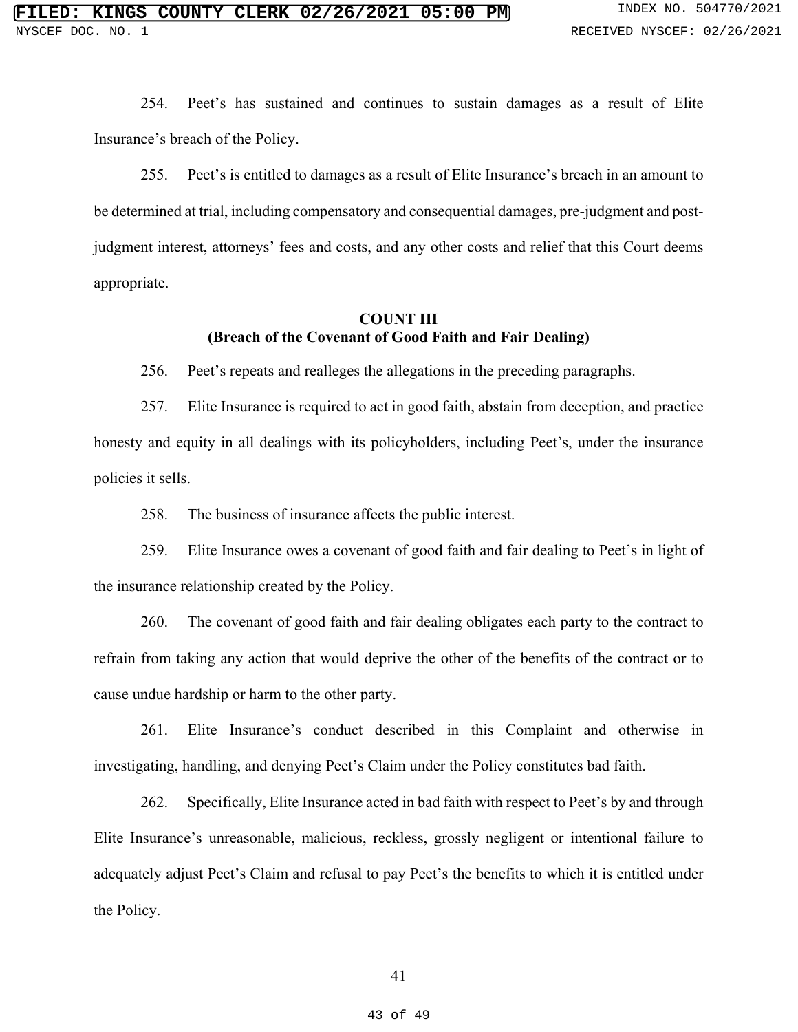254. Peet's has sustained and continues to sustain damages as a result of Elite Insurance's breach of the Policy.

255. Peet's is entitled to damages as a result of Elite Insurance's breach in an amount to be determined at trial, including compensatory and consequential damages, pre-judgment and post-judgment interest, attorneys' fees and costs, and any other costs and relief that this Court deems appropriate.

**COUNT III**
**(Breach of the Covenant of Good Faith and Fair Dealing)**

256. Peet's repeats and realleges the allegations in the preceding paragraphs.

257. Elite Insurance is required to act in good faith, abstain from deception, and practice honesty and equity in all dealings with its policyholders, including Peet's, under the insurance policies it sells.

258. The business of insurance affects the public interest.

259. Elite Insurance owes a covenant of good faith and fair dealing to Peet's in light of the insurance relationship created by the Policy.

260. The covenant of good faith and fair dealing obligates each party to the contract to refrain from taking any action that would deprive the other of the benefits of the contract or to cause undue hardship or harm to the other party.

261. Elite Insurance's conduct described in this Complaint and otherwise in investigating, handling, and denying Peet's Claim under the Policy constitutes bad faith.

262. Specifically, Elite Insurance acted in bad faith with respect to Peet's by and through Elite Insurance's unreasonable, malicious, reckless, grossly negligent or intentional failure to adequately adjust Peet's Claim and refusal to pay Peet's the benefits to which it is entitled under the Policy.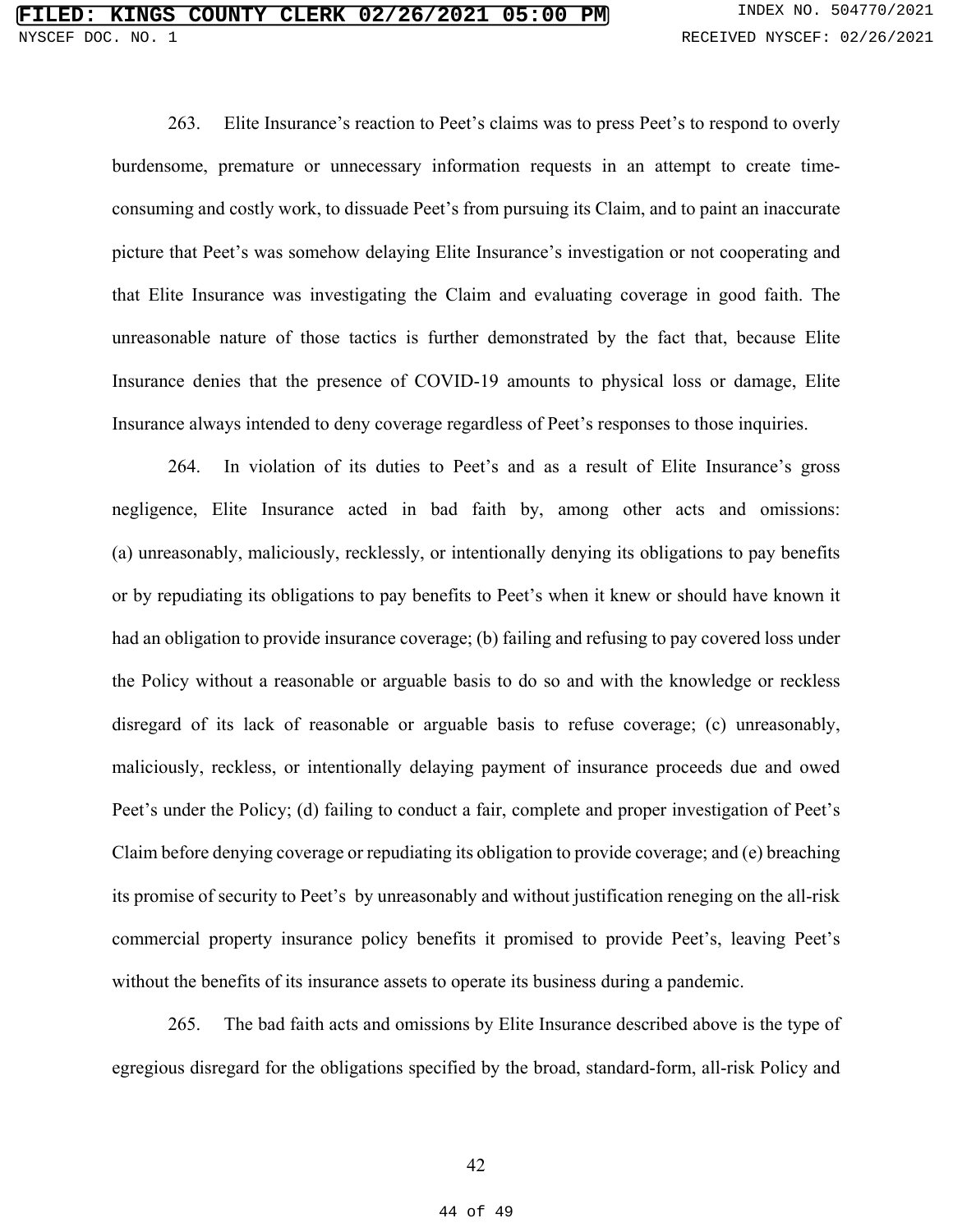263. Elite Insurance's reaction to Peet's claims was to press Peet's to respond to overly burdensome, premature or unnecessary information requests in an attempt to create time-consuming and costly work, to dissuade Peet's from pursuing its Claim, and to paint an inaccurate picture that Peet's was somehow delaying Elite Insurance's investigation or not cooperating and that Elite Insurance was investigating the Claim and evaluating coverage in good faith. The unreasonable nature of those tactics is further demonstrated by the fact that, because Elite Insurance denies that the presence of COVID-19 amounts to physical loss or damage, Elite Insurance always intended to deny coverage regardless of Peet's responses to those inquiries.

264. In violation of its duties to Peet's and as a result of Elite Insurance's gross negligence, Elite Insurance acted in bad faith by, among other acts and omissions: (a) unreasonably, maliciously, recklessly, or intentionally denying its obligations to pay benefits or by repudiating its obligations to pay benefits to Peet's when it knew or should have known it had an obligation to provide insurance coverage; (b) failing and refusing to pay covered loss under the Policy without a reasonable or arguable basis to do so and with the knowledge or reckless disregard of its lack of reasonable or arguable basis to refuse coverage; (c) unreasonably, maliciously, reckless, or intentionally delaying payment of insurance proceeds due and owed Peet's under the Policy; (d) failing to conduct a fair, complete and proper investigation of Peet's Claim before denying coverage or repudiating its obligation to provide coverage; and (e) breaching its promise of security to Peet's by unreasonably and without justification reneging on the all-risk commercial property insurance policy benefits it promised to provide Peet's, leaving Peet's without the benefits of its insurance assets to operate its business during a pandemic.

265. The bad faith acts and omissions by Elite Insurance described above is the type of egregious disregard for the obligations specified by the broad, standard-form, all-risk Policy and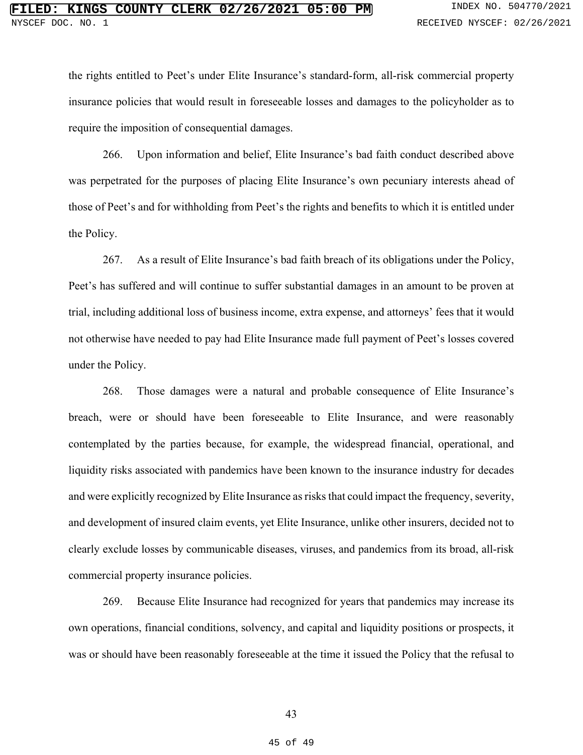the rights entitled to Peet's under Elite Insurance's standard-form, all-risk commercial property insurance policies that would result in foreseeable losses and damages to the policyholder as to require the imposition of consequential damages.

266. Upon information and belief, Elite Insurance's bad faith conduct described above was perpetrated for the purposes of placing Elite Insurance's own pecuniary interests ahead of those of Peet's and for withholding from Peet's the rights and benefits to which it is entitled under the Policy.

267. As a result of Elite Insurance's bad faith breach of its obligations under the Policy, Peet's has suffered and will continue to suffer substantial damages in an amount to be proven at trial, including additional loss of business income, extra expense, and attorneys' fees that it would not otherwise have needed to pay had Elite Insurance made full payment of Peet's losses covered under the Policy.

268. Those damages were a natural and probable consequence of Elite Insurance's breach, were or should have been foreseeable to Elite Insurance, and were reasonably contemplated by the parties because, for example, the widespread financial, operational, and liquidity risks associated with pandemics have been known to the insurance industry for decades and were explicitly recognized by Elite Insurance as risks that could impact the frequency, severity, and development of insured claim events, yet Elite Insurance, unlike other insurers, decided not to clearly exclude losses by communicable diseases, viruses, and pandemics from its broad, all-risk commercial property insurance policies.

269. Because Elite Insurance had recognized for years that pandemics may increase its own operations, financial conditions, solvency, and capital and liquidity positions or prospects, it was or should have been reasonably foreseeable at the time it issued the Policy that the refusal to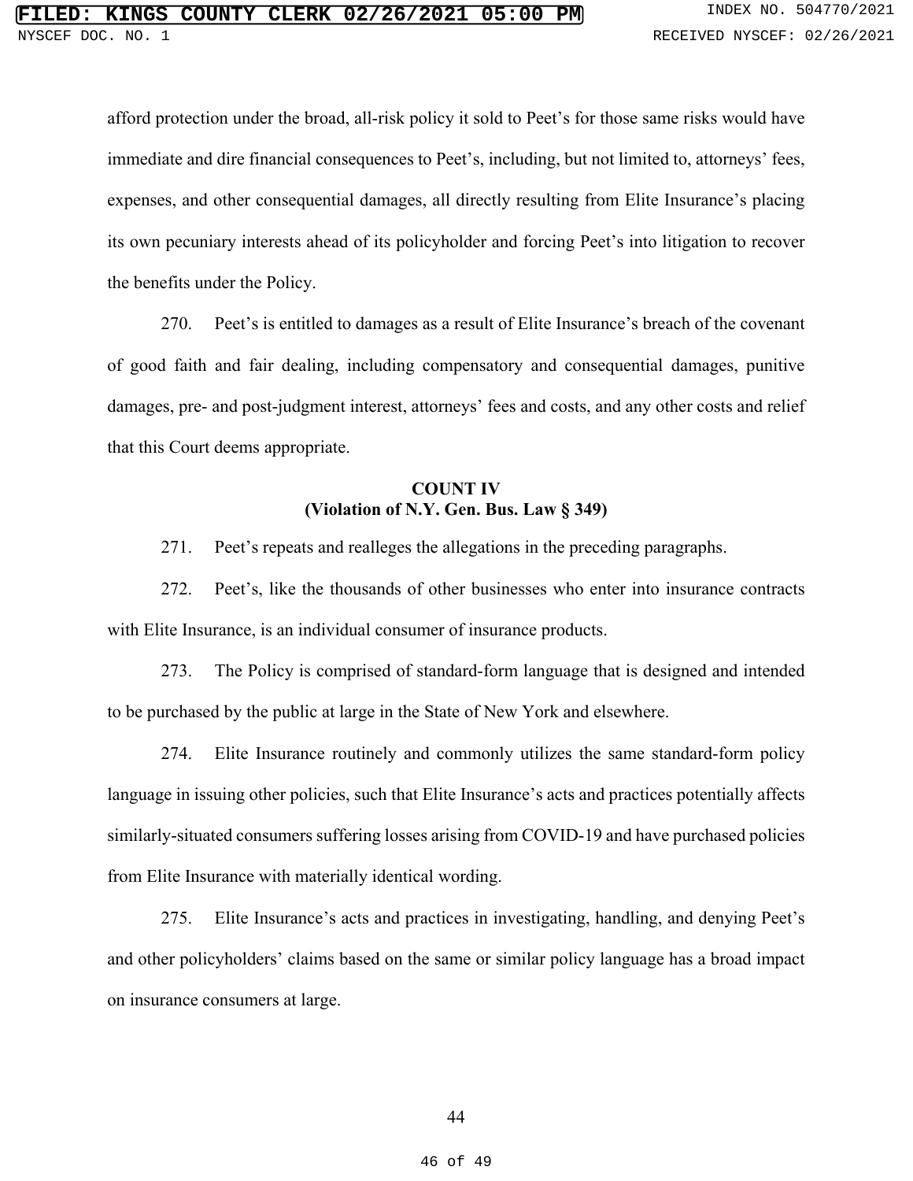afford protection under the broad, all-risk policy it sold to Peet's for those same risks would have immediate and dire financial consequences to Peet's, including, but not limited to, attorneys' fees, expenses, and other consequential damages, all directly resulting from Elite Insurance's placing its own pecuniary interests ahead of its policyholder and forcing Peet's into litigation to recover the benefits under the Policy.

270. Peet's is entitled to damages as a result of Elite Insurance's breach of the covenant of good faith and fair dealing, including compensatory and consequential damages, punitive damages, pre- and post-judgment interest, attorneys' fees and costs, and any other costs and relief that this Court deems appropriate.

**COUNT IV**
**(Violation of N.Y. Gen. Bus. Law § 349)**

271. Peet's repeats and realleges the allegations in the preceding paragraphs.

272. Peet's, like the thousands of other businesses who enter into insurance contracts with Elite Insurance, is an individual consumer of insurance products.

273. The Policy is comprised of standard-form language that is designed and intended to be purchased by the public at large in the State of New York and elsewhere.

274. Elite Insurance routinely and commonly utilizes the same standard-form policy language in issuing other policies, such that Elite Insurance's acts and practices potentially affects similarly-situated consumers suffering losses arising from COVID-19 and have purchased policies from Elite Insurance with materially identical wording.

275. Elite Insurance's acts and practices in investigating, handling, and denying Peet's and other policyholders' claims based on the same or similar policy language has a broad impact on insurance consumers at large.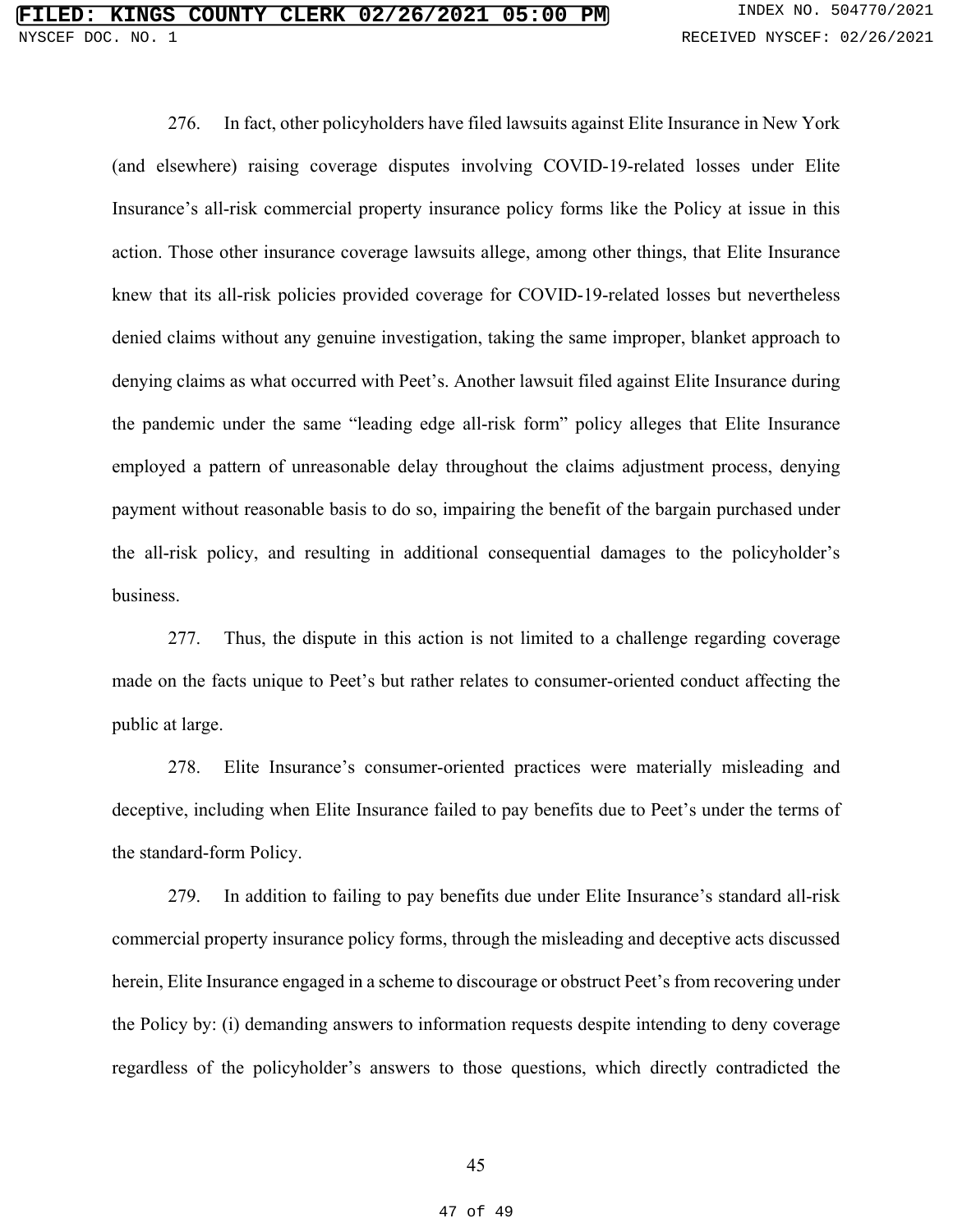276. In fact, other policyholders have filed lawsuits against Elite Insurance in New York (and elsewhere) raising coverage disputes involving COVID-19-related losses under Elite Insurance's all-risk commercial property insurance policy forms like the Policy at issue in this action. Those other insurance coverage lawsuits allege, among other things, that Elite Insurance knew that its all-risk policies provided coverage for COVID-19-related losses but nevertheless denied claims without any genuine investigation, taking the same improper, blanket approach to denying claims as what occurred with Peet's. Another lawsuit filed against Elite Insurance during the pandemic under the same "leading edge all-risk form" policy alleges that Elite Insurance employed a pattern of unreasonable delay throughout the claims adjustment process, denying payment without reasonable basis to do so, impairing the benefit of the bargain purchased under the all-risk policy, and resulting in additional consequential damages to the policyholder's business.

277. Thus, the dispute in this action is not limited to a challenge regarding coverage made on the facts unique to Peet's but rather relates to consumer-oriented conduct affecting the public at large.

278. Elite Insurance's consumer-oriented practices were materially misleading and deceptive, including when Elite Insurance failed to pay benefits due to Peet's under the terms of the standard-form Policy.

279. In addition to failing to pay benefits due under Elite Insurance's standard all-risk commercial property insurance policy forms, through the misleading and deceptive acts discussed herein, Elite Insurance engaged in a scheme to discourage or obstruct Peet's from recovering under the Policy by: (i) demanding answers to information requests despite intending to deny coverage regardless of the policyholder's answers to those questions, which directly contradicted the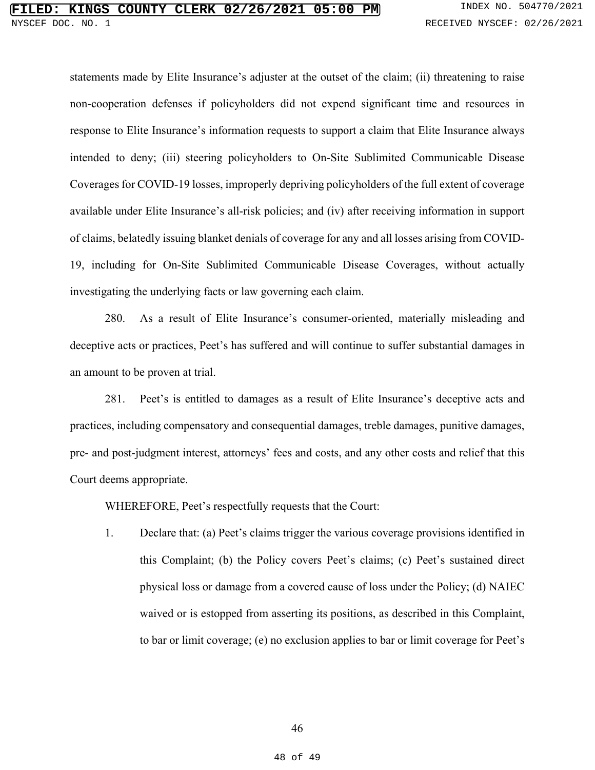statements made by Elite Insurance's adjuster at the outset of the claim; (ii) threatening to raise non-cooperation defenses if policyholders did not expend significant time and resources in response to Elite Insurance's information requests to support a claim that Elite Insurance always intended to deny; (iii) steering policyholders to On-Site Sublimited Communicable Disease Coverages for COVID-19 losses, improperly depriving policyholders of the full extent of coverage available under Elite Insurance's all-risk policies; and (iv) after receiving information in support of claims, belatedly issuing blanket denials of coverage for any and all losses arising from COVID-19, including for On-Site Sublimited Communicable Disease Coverages, without actually investigating the underlying facts or law governing each claim.

280. As a result of Elite Insurance's consumer-oriented, materially misleading and deceptive acts or practices, Peet's has suffered and will continue to suffer substantial damages in an amount to be proven at trial.

281. Peet's is entitled to damages as a result of Elite Insurance's deceptive acts and practices, including compensatory and consequential damages, treble damages, punitive damages, pre- and post-judgment interest, attorneys' fees and costs, and any other costs and relief that this Court deems appropriate.

WHEREFORE, Peet's respectfully requests that the Court:

1. Declare that: (a) Peet's claims trigger the various coverage provisions identified in this Complaint; (b) the Policy covers Peet's claims; (c) Peet's sustained direct physical loss or damage from a covered cause of loss under the Policy; (d) NAIEC waived or is estopped from asserting its positions, as described in this Complaint, to bar or limit coverage; (e) no exclusion applies to bar or limit coverage for Peet's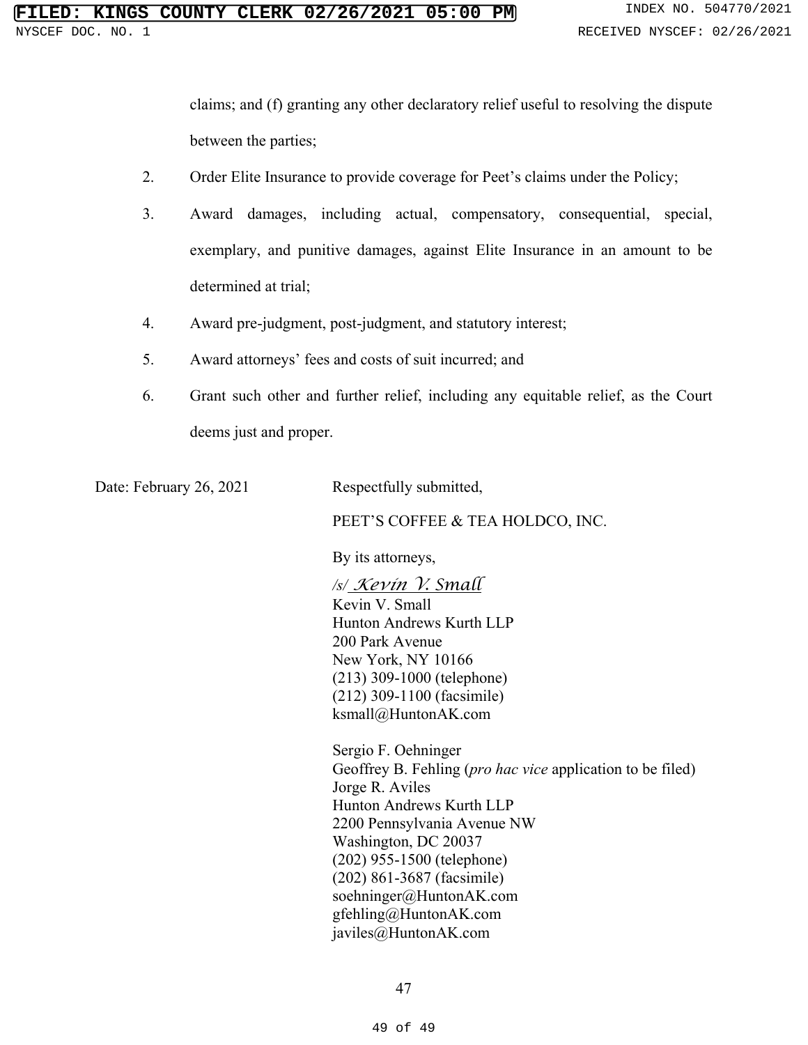claims; and (f) granting any other declaratory relief useful to resolving the dispute between the parties;

2. Order Elite Insurance to provide coverage for Peet's claims under the Policy;

3. Award damages, including actual, compensatory, consequential, special, exemplary, and punitive damages, against Elite Insurance in an amount to be determined at trial;

4. Award pre-judgment, post-judgment, and statutory interest;

5. Award attorneys' fees and costs of suit incurred; and

6. Grant such other and further relief, including any equitable relief, as the Court deems just and proper.

Date: February 26, 2021

Respectfully submitted,

PEET'S COFFEE & TEA HOLDCO, INC.

By its attorneys,

/s/ *Kevin V. Small*
Kevin V. Small
Hunton Andrews Kurth LLP
200 Park Avenue
New York, NY 10166
(213) 309-1000 (telephone)
(212) 309-1100 (facsimile)
ksmall@HuntonAK.com

Sergio F. Oehninger
Geoffrey B. Fehling (*pro hac vice* application to be filed)
Jorge R. Aviles
Hunton Andrews Kurth LLP
2200 Pennsylvania Avenue NW
Washington, DC 20037
(202) 955-1500 (telephone)
(202) 861-3687 (facsimile)
soehninger@HuntonAK.com
gfehling@HuntonAK.com
javiles@HuntonAK.com